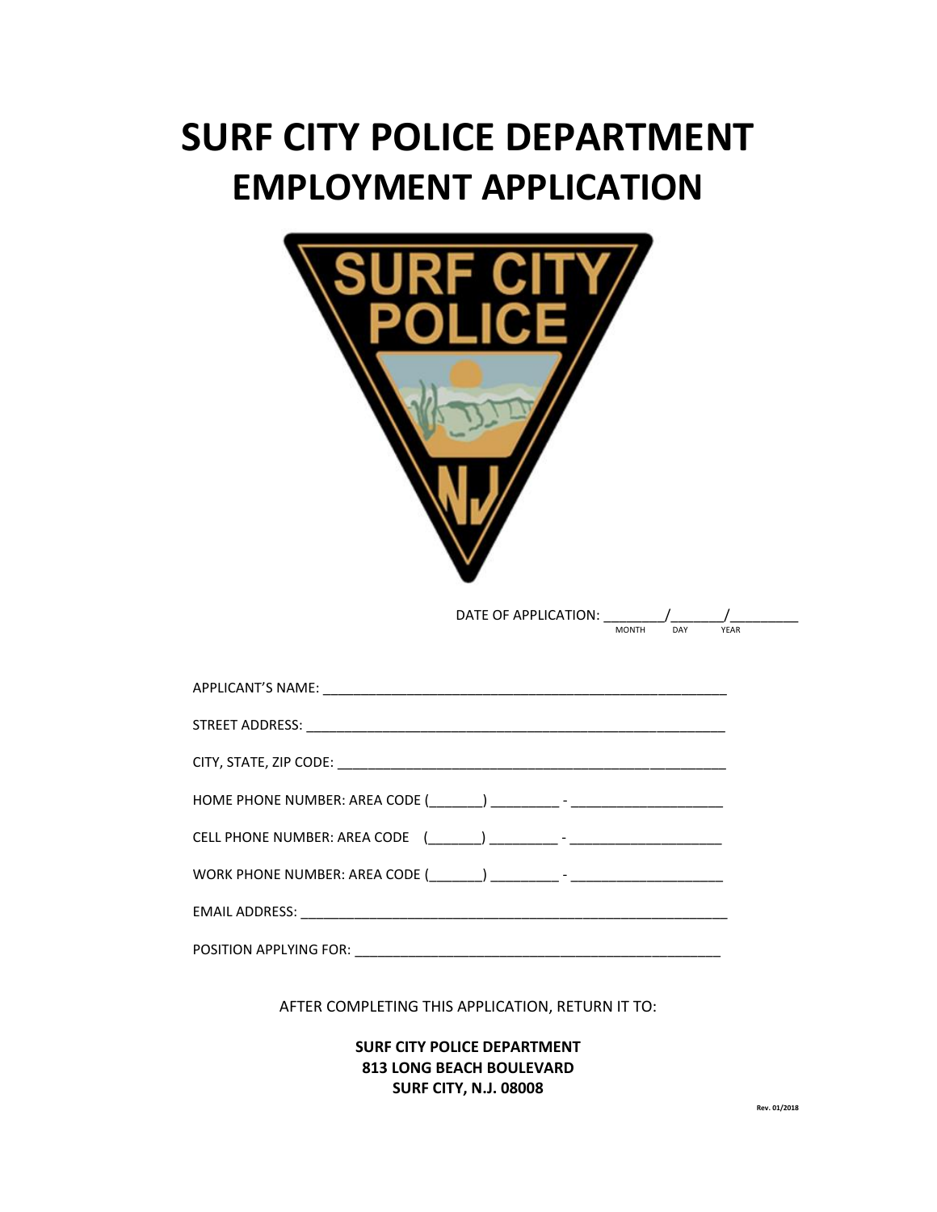# SURF CITY POLICE DEPARTMENT
# EMPLOYMENT APPLICATION

DATE OF APPLICATION: ________/_______/_________
MONTH DAY YEAR

APPLICANT'S NAME: ______________________________________________________

STREET ADDRESS: ________________________________________________________

CITY, STATE, ZIP CODE: ___________________________________________________

HOME PHONE NUMBER: AREA CODE (_______) _________ - ____________________

CELL PHONE NUMBER: AREA CODE (_______) _________ - ____________________

WORK PHONE NUMBER: AREA CODE (_______) _________ - ____________________

EMAIL ADDRESS: _________________________________________________________

POSITION APPLYING FOR: ________________________________________________

AFTER COMPLETING THIS APPLICATION, RETURN IT TO:

**SURF CITY POLICE DEPARTMENT**
**813 LONG BEACH BOULEVARD**
**SURF CITY, N.J. 08008**

Rev. 01/2018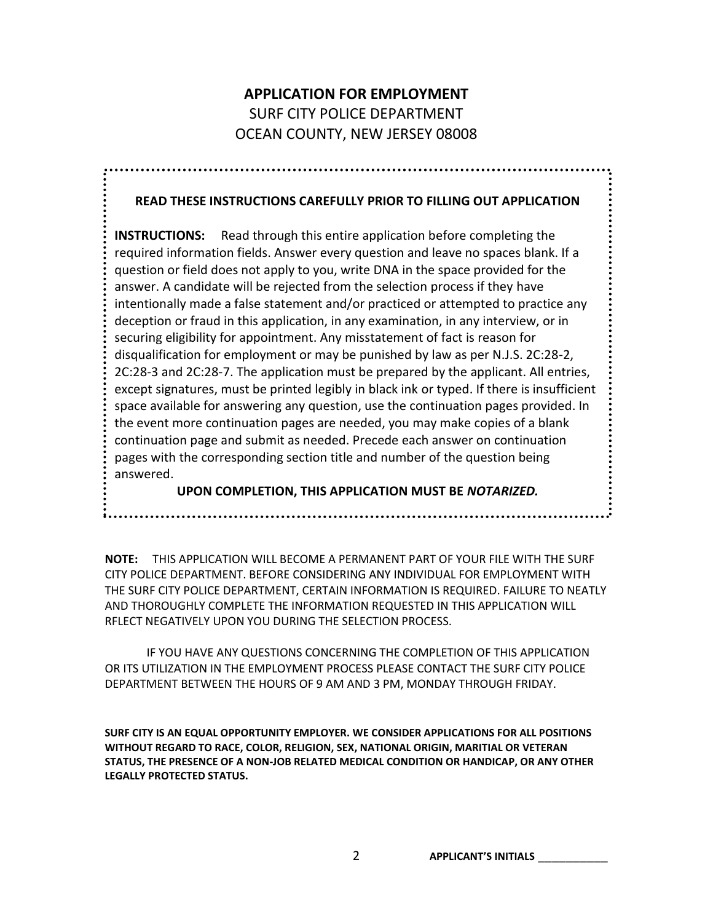# APPLICATION FOR EMPLOYMENT

SURF CITY POLICE DEPARTMENT
OCEAN COUNTY, NEW JERSEY 08008

**READ THESE INSTRUCTIONS CAREFULLY PRIOR TO FILLING OUT APPLICATION**

**INSTRUCTIONS:** Read through this entire application before completing the required information fields. Answer every question and leave no spaces blank. If a question or field does not apply to you, write DNA in the space provided for the answer. A candidate will be rejected from the selection process if they have intentionally made a false statement and/or practiced or attempted to practice any deception or fraud in this application, in any examination, in any interview, or in securing eligibility for appointment. Any misstatement of fact is reason for disqualification for employment or may be punished by law as per N.J.S. 2C:28-2, 2C:28-3 and 2C:28-7. The application must be prepared by the applicant. All entries, except signatures, must be printed legibly in black ink or typed. If there is insufficient space available for answering any question, use the continuation pages provided. In the event more continuation pages are needed, you may make copies of a blank continuation page and submit as needed. Precede each answer on continuation pages with the corresponding section title and number of the question being answered.

**UPON COMPLETION, THIS APPLICATION MUST BE *NOTARIZED.***

**NOTE:** THIS APPLICATION WILL BECOME A PERMANENT PART OF YOUR FILE WITH THE SURF CITY POLICE DEPARTMENT. BEFORE CONSIDERING ANY INDIVIDUAL FOR EMPLOYMENT WITH THE SURF CITY POLICE DEPARTMENT, CERTAIN INFORMATION IS REQUIRED. FAILURE TO NEATLY AND THOROUGHLY COMPLETE THE INFORMATION REQUESTED IN THIS APPLICATION WILL RFLECT NEGATIVELY UPON YOU DURING THE SELECTION PROCESS.

IF YOU HAVE ANY QUESTIONS CONCERNING THE COMPLETION OF THIS APPLICATION OR ITS UTILIZATION IN THE EMPLOYMENT PROCESS PLEASE CONTACT THE SURF CITY POLICE DEPARTMENT BETWEEN THE HOURS OF 9 AM AND 3 PM, MONDAY THROUGH FRIDAY.

**SURF CITY IS AN EQUAL OPPORTUNITY EMPLOYER. WE CONSIDER APPLICATIONS FOR ALL POSITIONS WITHOUT REGARD TO RACE, COLOR, RELIGION, SEX, NATIONAL ORIGIN, MARITIAL OR VETERAN STATUS, THE PRESENCE OF A NON-JOB RELATED MEDICAL CONDITION OR HANDICAP, OR ANY OTHER LEGALLY PROTECTED STATUS.**

**APPLICANT'S INITIALS** ____________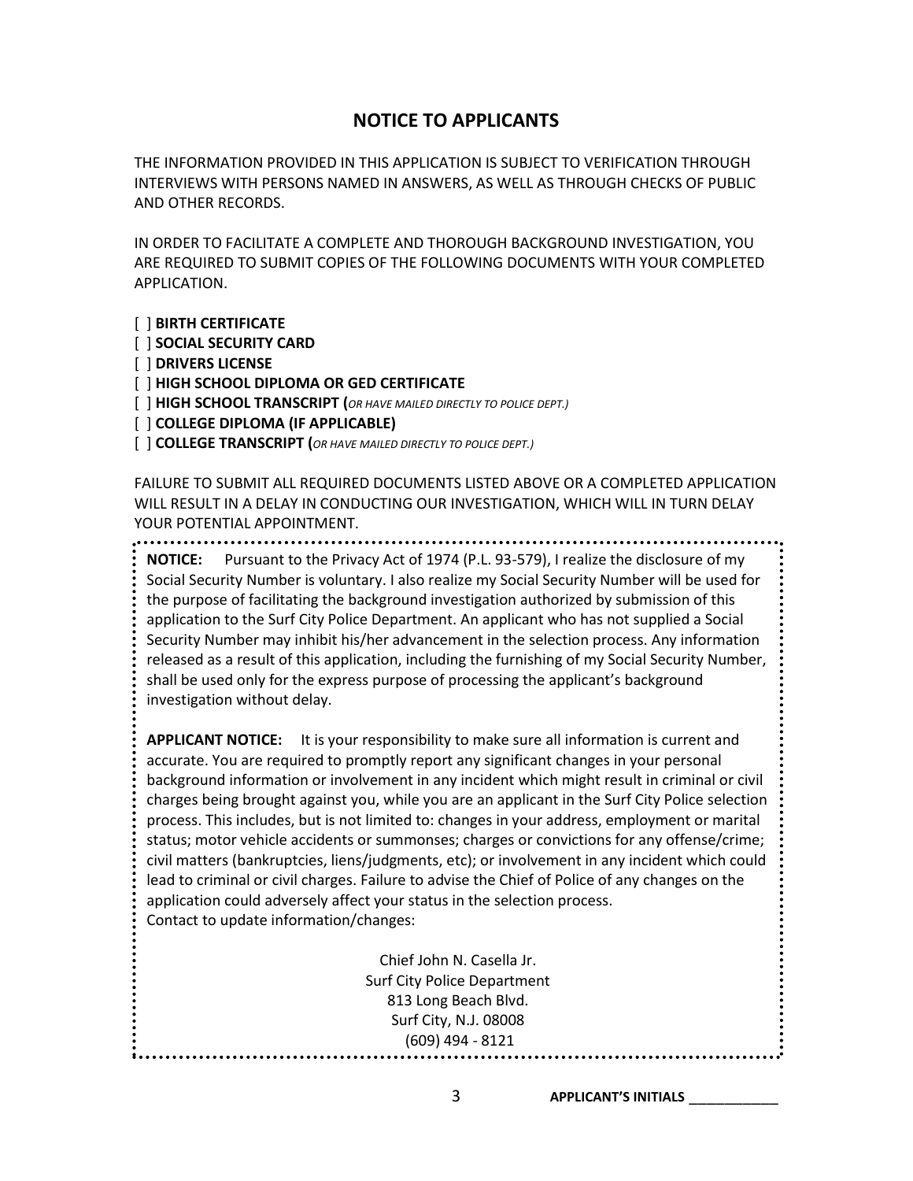## NOTICE TO APPLICANTS

THE INFORMATION PROVIDED IN THIS APPLICATION IS SUBJECT TO VERIFICATION THROUGH INTERVIEWS WITH PERSONS NAMED IN ANSWERS, AS WELL AS THROUGH CHECKS OF PUBLIC AND OTHER RECORDS.

IN ORDER TO FACILITATE A COMPLETE AND THOROUGH BACKGROUND INVESTIGATION, YOU ARE REQUIRED TO SUBMIT COPIES OF THE FOLLOWING DOCUMENTS WITH YOUR COMPLETED APPLICATION.

[ ] **BIRTH CERTIFICATE**
[ ] **SOCIAL SECURITY CARD**
[ ] **DRIVERS LICENSE**
[ ] **HIGH SCHOOL DIPLOMA OR GED CERTIFICATE**
[ ] **HIGH SCHOOL TRANSCRIPT (***OR HAVE MAILED DIRECTLY TO POLICE DEPT.)*
[ ] **COLLEGE DIPLOMA (IF APPLICABLE)**
[ ] **COLLEGE TRANSCRIPT (***OR HAVE MAILED DIRECTLY TO POLICE DEPT.)*

FAILURE TO SUBMIT ALL REQUIRED DOCUMENTS LISTED ABOVE OR A COMPLETED APPLICATION WILL RESULT IN A DELAY IN CONDUCTING OUR INVESTIGATION, WHICH WILL IN TURN DELAY YOUR POTENTIAL APPOINTMENT.

**NOTICE:** Pursuant to the Privacy Act of 1974 (P.L. 93-579), I realize the disclosure of my Social Security Number is voluntary. I also realize my Social Security Number will be used for the purpose of facilitating the background investigation authorized by submission of this application to the Surf City Police Department. An applicant who has not supplied a Social Security Number may inhibit his/her advancement in the selection process. Any information released as a result of this application, including the furnishing of my Social Security Number, shall be used only for the express purpose of processing the applicant's background investigation without delay.

**APPLICANT NOTICE:** It is your responsibility to make sure all information is current and accurate. You are required to promptly report any significant changes in your personal background information or involvement in any incident which might result in criminal or civil charges being brought against you, while you are an applicant in the Surf City Police selection process. This includes, but is not limited to: changes in your address, employment or marital status; motor vehicle accidents or summonses; charges or convictions for any offense/crime; civil matters (bankruptcies, liens/judgments, etc); or involvement in any incident which could lead to criminal or civil charges. Failure to advise the Chief of Police of any changes on the application could adversely affect your status in the selection process.
Contact to update information/changes:

Chief John N. Casella Jr.
Surf City Police Department
813 Long Beach Blvd.
Surf City, N.J. 08008
(609) 494 - 8121

**APPLICANT'S INITIALS** ____________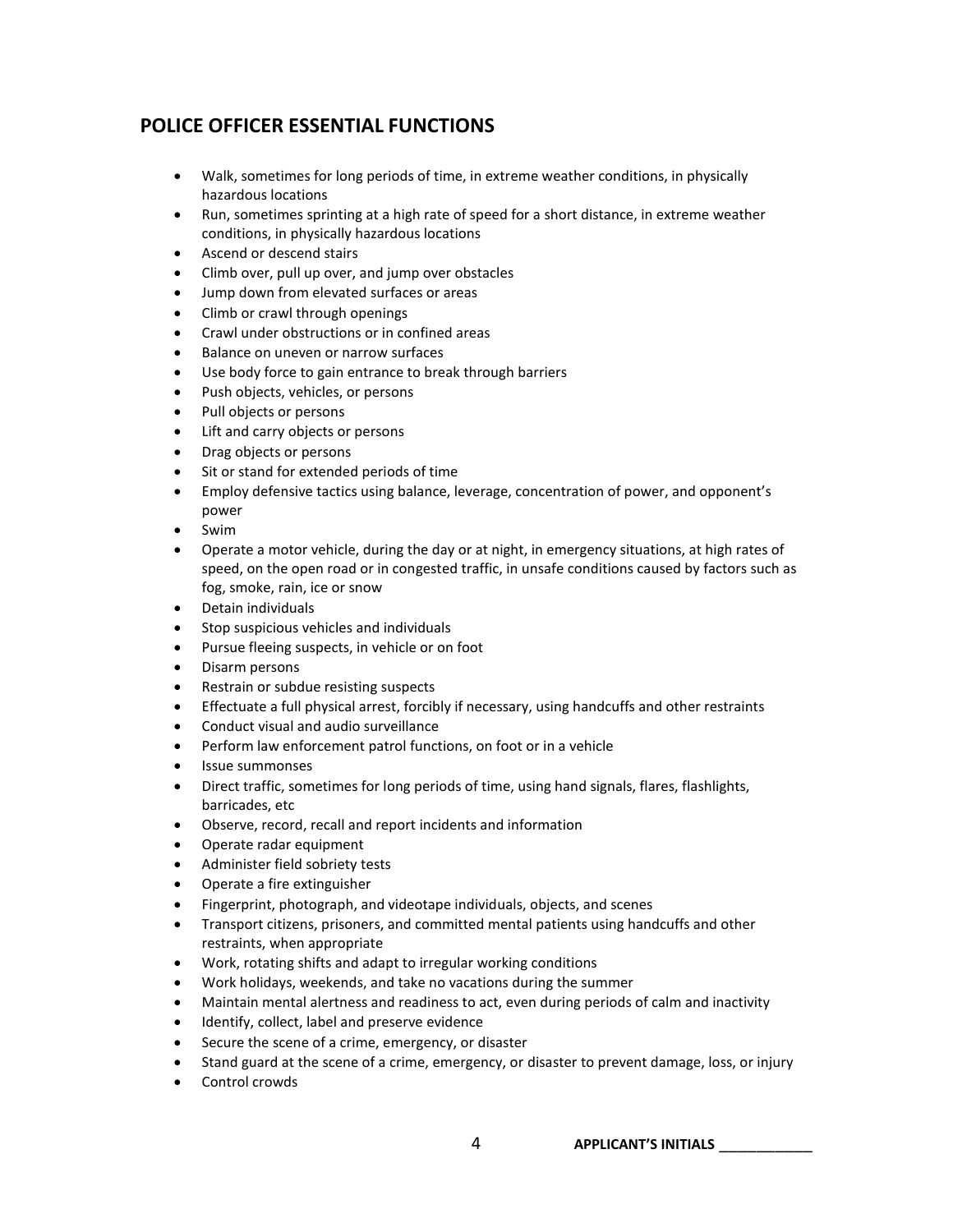## POLICE OFFICER ESSENTIAL FUNCTIONS

- Walk, sometimes for long periods of time, in extreme weather conditions, in physically hazardous locations
- Run, sometimes sprinting at a high rate of speed for a short distance, in extreme weather conditions, in physically hazardous locations
- Ascend or descend stairs
- Climb over, pull up over, and jump over obstacles
- Jump down from elevated surfaces or areas
- Climb or crawl through openings
- Crawl under obstructions or in confined areas
- Balance on uneven or narrow surfaces
- Use body force to gain entrance to break through barriers
- Push objects, vehicles, or persons
- Pull objects or persons
- Lift and carry objects or persons
- Drag objects or persons
- Sit or stand for extended periods of time
- Employ defensive tactics using balance, leverage, concentration of power, and opponent's power
- Swim
- Operate a motor vehicle, during the day or at night, in emergency situations, at high rates of speed, on the open road or in congested traffic, in unsafe conditions caused by factors such as fog, smoke, rain, ice or snow
- Detain individuals
- Stop suspicious vehicles and individuals
- Pursue fleeing suspects, in vehicle or on foot
- Disarm persons
- Restrain or subdue resisting suspects
- Effectuate a full physical arrest, forcibly if necessary, using handcuffs and other restraints
- Conduct visual and audio surveillance
- Perform law enforcement patrol functions, on foot or in a vehicle
- Issue summonses
- Direct traffic, sometimes for long periods of time, using hand signals, flares, flashlights, barricades, etc
- Observe, record, recall and report incidents and information
- Operate radar equipment
- Administer field sobriety tests
- Operate a fire extinguisher
- Fingerprint, photograph, and videotape individuals, objects, and scenes
- Transport citizens, prisoners, and committed mental patients using handcuffs and other restraints, when appropriate
- Work, rotating shifts and adapt to irregular working conditions
- Work holidays, weekends, and take no vacations during the summer
- Maintain mental alertness and readiness to act, even during periods of calm and inactivity
- Identify, collect, label and preserve evidence
- Secure the scene of a crime, emergency, or disaster
- Stand guard at the scene of a crime, emergency, or disaster to prevent damage, loss, or injury
- Control crowds

**APPLICANT'S INITIALS** ____________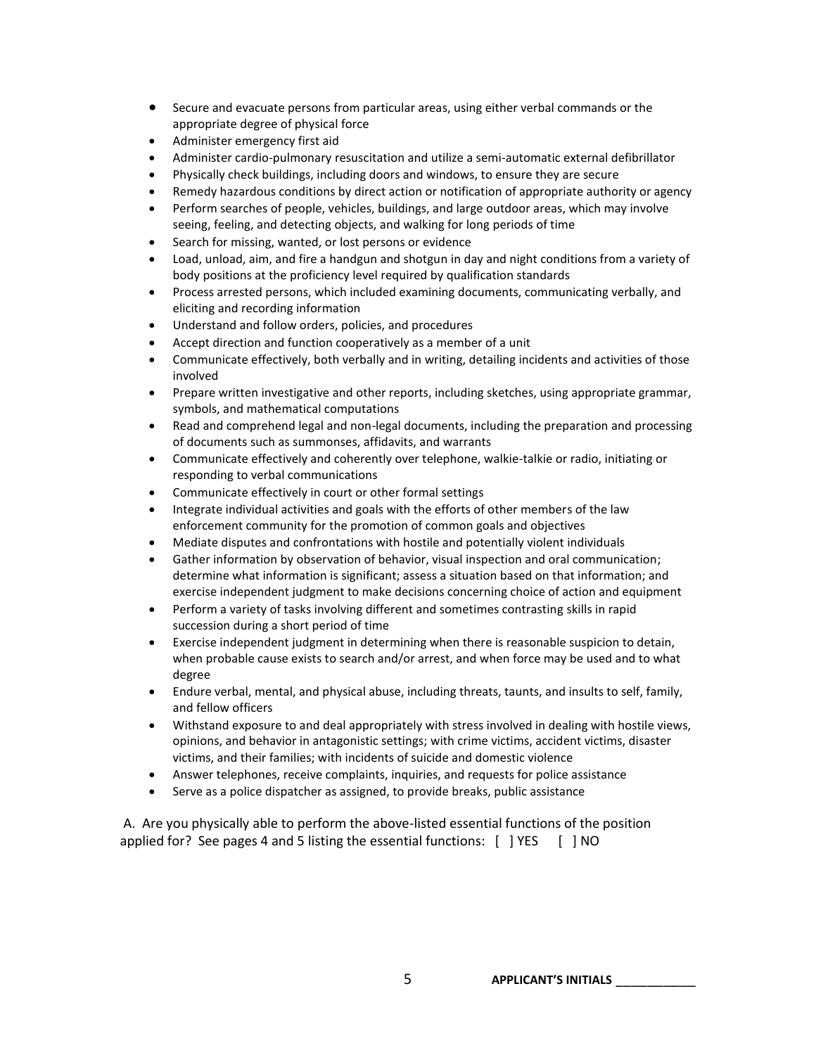- Secure and evacuate persons from particular areas, using either verbal commands or the appropriate degree of physical force
- Administer emergency first aid
- Administer cardio-pulmonary resuscitation and utilize a semi-automatic external defibrillator
- Physically check buildings, including doors and windows, to ensure they are secure
- Remedy hazardous conditions by direct action or notification of appropriate authority or agency
- Perform searches of people, vehicles, buildings, and large outdoor areas, which may involve seeing, feeling, and detecting objects, and walking for long periods of time
- Search for missing, wanted, or lost persons or evidence
- Load, unload, aim, and fire a handgun and shotgun in day and night conditions from a variety of body positions at the proficiency level required by qualification standards
- Process arrested persons, which included examining documents, communicating verbally, and eliciting and recording information
- Understand and follow orders, policies, and procedures
- Accept direction and function cooperatively as a member of a unit
- Communicate effectively, both verbally and in writing, detailing incidents and activities of those involved
- Prepare written investigative and other reports, including sketches, using appropriate grammar, symbols, and mathematical computations
- Read and comprehend legal and non-legal documents, including the preparation and processing of documents such as summonses, affidavits, and warrants
- Communicate effectively and coherently over telephone, walkie-talkie or radio, initiating or responding to verbal communications
- Communicate effectively in court or other formal settings
- Integrate individual activities and goals with the efforts of other members of the law enforcement community for the promotion of common goals and objectives
- Mediate disputes and confrontations with hostile and potentially violent individuals
- Gather information by observation of behavior, visual inspection and oral communication; determine what information is significant; assess a situation based on that information; and exercise independent judgment to make decisions concerning choice of action and equipment
- Perform a variety of tasks involving different and sometimes contrasting skills in rapid succession during a short period of time
- Exercise independent judgment in determining when there is reasonable suspicion to detain, when probable cause exists to search and/or arrest, and when force may be used and to what degree
- Endure verbal, mental, and physical abuse, including threats, taunts, and insults to self, family, and fellow officers
- Withstand exposure to and deal appropriately with stress involved in dealing with hostile views, opinions, and behavior in antagonistic settings; with crime victims, accident victims, disaster victims, and their families; with incidents of suicide and domestic violence
- Answer telephones, receive complaints, inquiries, and requests for police assistance
- Serve as a police dispatcher as assigned, to provide breaks, public assistance

A. Are you physically able to perform the above-listed essential functions of the position applied for? See pages 4 and 5 listing the essential functions: [ ] YES [ ] NO

**APPLICANT'S INITIALS** ____________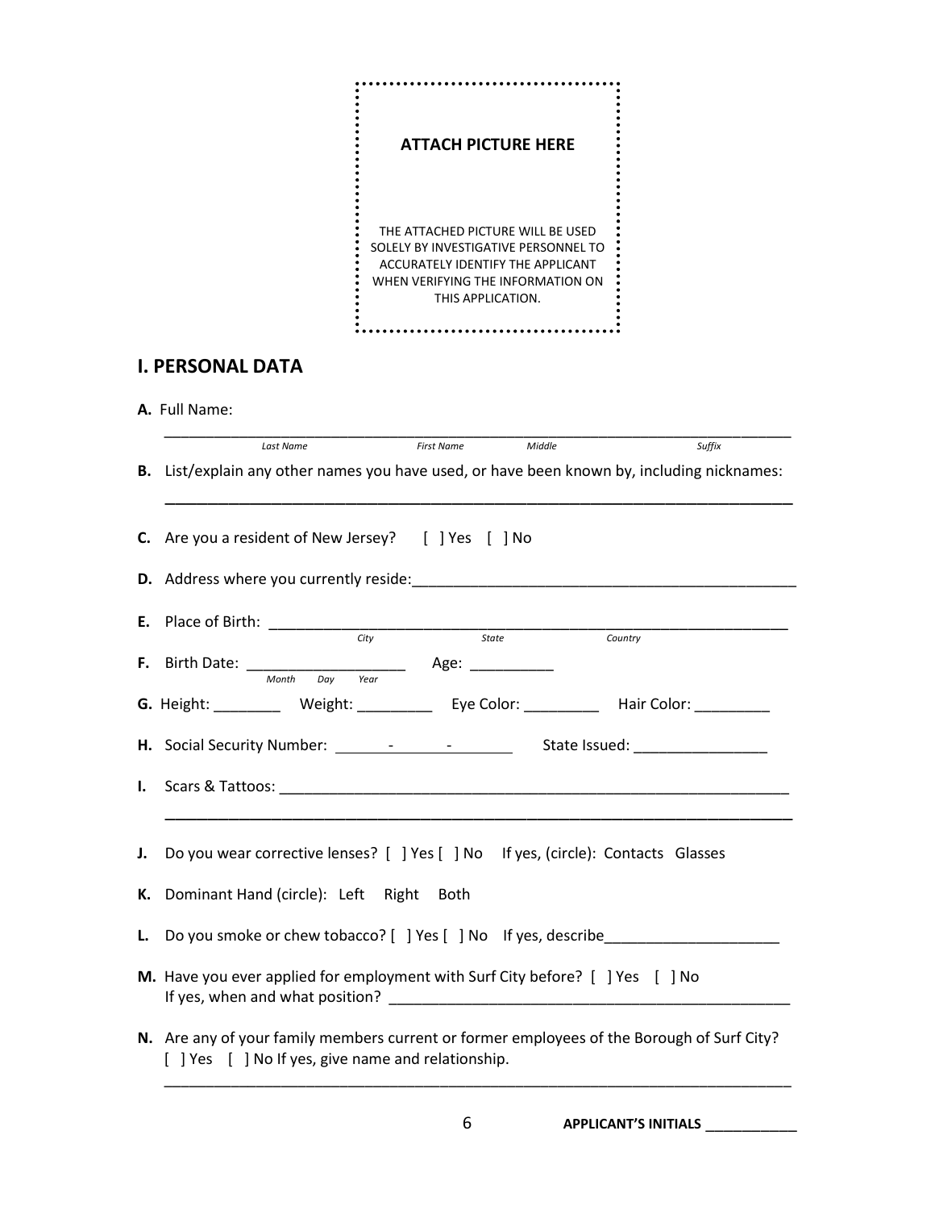**ATTACH PICTURE HERE**

THE ATTACHED PICTURE WILL BE USED SOLELY BY INVESTIGATIVE PERSONNEL TO ACCURATELY IDENTIFY THE APPLICANT WHEN VERIFYING THE INFORMATION ON THIS APPLICATION.

## I. PERSONAL DATA

**A.** Full Name:

_______________________________________________________________________________
*Last Name* *First Name* *Middle* *Suffix*

**B.** List/explain any other names you have used, or have been known by, including nicknames:

_______________________________________________________________________________

**C.** Are you a resident of New Jersey? [ ] Yes [ ] No

**D.** Address where you currently reside:_______________________________________________

**E.** Place of Birth: _______________________________________________________________
*City* *State* *Country*

**F.** Birth Date: ___________________ Age: __________
*Month* *Day* *Year*

**G.** Height: ________ Weight: _________ Eye Color: _________ Hair Color: _________

**H.** Social Security Number: ______-______-______ State Issued: ________________

**I.** Scars & Tattoos: _______________________________________________________________

_______________________________________________________________________________

**J.** Do you wear corrective lenses? [ ] Yes [ ] No If yes, (circle): Contacts Glasses

**K.** Dominant Hand (circle): Left Right Both

**L.** Do you smoke or chew tobacco? [ ] Yes [ ] No If yes, describe____________________

**M.** Have you ever applied for employment with Surf City before? [ ] Yes [ ] No
If yes, when and what position? _________________________________________________

**N.** Are any of your family members current or former employees of the Borough of Surf City?
[ ] Yes [ ] No If yes, give name and relationship.

_______________________________________________________________________________

**APPLICANT'S INITIALS** ___________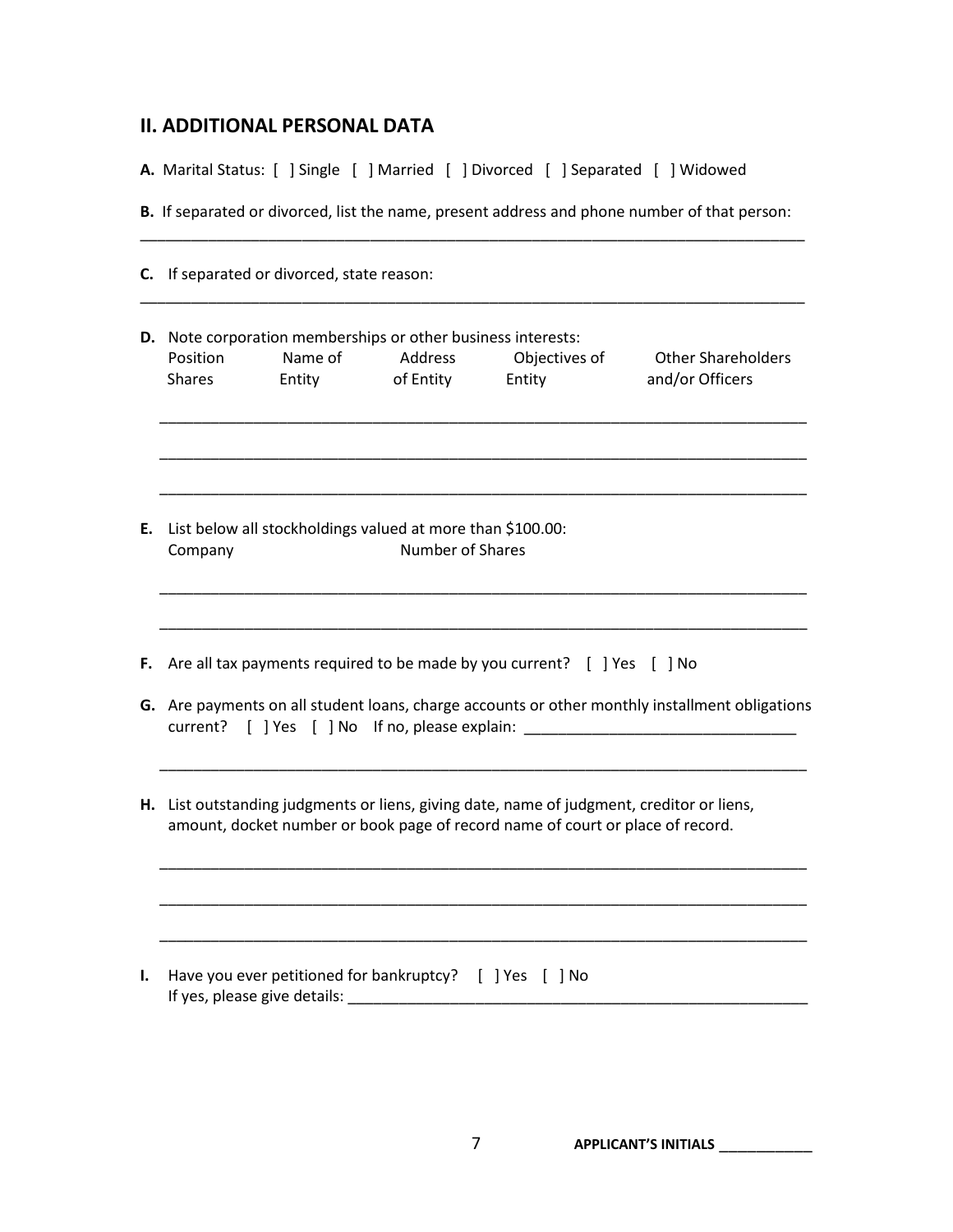## II. ADDITIONAL PERSONAL DATA

**A.** Marital Status: [ ] Single [ ] Married [ ] Divorced [ ] Separated [ ] Widowed

**B.** If separated or divorced, list the name, present address and phone number of that person:

_______________________________________________________________________________

**C.** If separated or divorced, state reason:

_______________________________________________________________________________

**D.** Note corporation memberships or other business interests:

| Position Shares | Name of Entity | Address of Entity | Objectives of Entity | Other Shareholders and/or Officers |
|---|---|---|---|---|
| | | | | |
| | | | | |
| | | | | |

**E.** List below all stockholdings valued at more than $100.00:

| Company | Number of Shares |
|---|---|
| | |
| | |

**F.** Are all tax payments required to be made by you current? [ ] Yes [ ] No

**G.** Are payments on all student loans, charge accounts or other monthly installment obligations current? [ ] Yes [ ] No If no, please explain: ________________________________

_______________________________________________________________________________

**H.** List outstanding judgments or liens, giving date, name of judgment, creditor or liens, amount, docket number or book page of record name of court or place of record.

_______________________________________________________________________________

_______________________________________________________________________________

_______________________________________________________________________________

**I.** Have you ever petitioned for bankruptcy? [ ] Yes [ ] No
If yes, please give details: _______________________________________________________

**APPLICANT'S INITIALS** ____________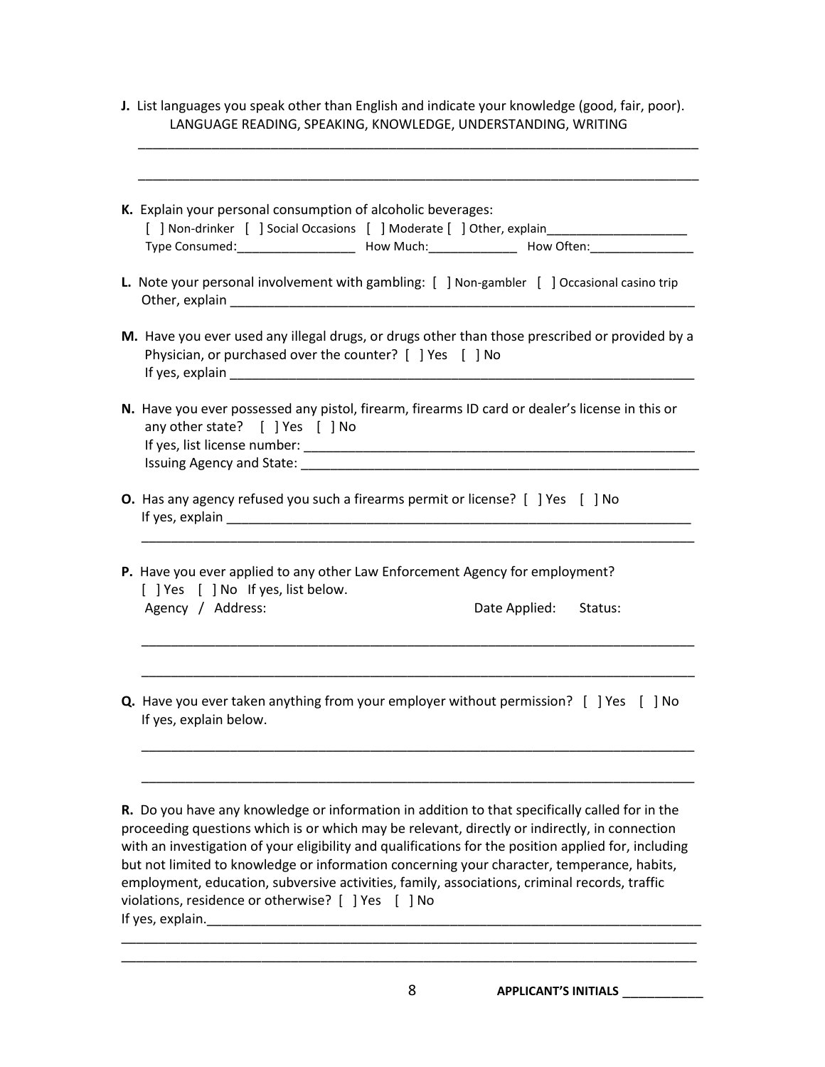**J.** List languages you speak other than English and indicate your knowledge (good, fair, poor).
LANGUAGE READING, SPEAKING, KNOWLEDGE, UNDERSTANDING, WRITING

______________________________________________________________________________

______________________________________________________________________________

**K.** Explain your personal consumption of alcoholic beverages:
[ ] Non-drinker [ ] Social Occasions [ ] Moderate [ ] Other, explain____________________
Type Consumed:_________________ How Much:_____________ How Often:_______________

**L.** Note your personal involvement with gambling: [ ] Non-gambler [ ] Occasional casino trip
Other, explain ________________________________________________________________

**M.** Have you ever used any illegal drugs, or drugs other than those prescribed or provided by a Physician, or purchased over the counter? [ ] Yes [ ] No
If yes, explain ________________________________________________________________

**N.** Have you ever possessed any pistol, firearm, firearms ID card or dealer's license in this or any other state? [ ] Yes [ ] No
If yes, list license number: ______________________________________________________
Issuing Agency and State: _______________________________________________________

**O.** Has any agency refused you such a firearms permit or license? [ ] Yes [ ] No
If yes, explain ________________________________________________________________
______________________________________________________________________________

**P.** Have you ever applied to any other Law Enforcement Agency for employment?
[ ] Yes [ ] No If yes, list below.
Agency / Address: Date Applied: Status:

______________________________________________________________________________

______________________________________________________________________________

**Q.** Have you ever taken anything from your employer without permission? [ ] Yes [ ] No
If yes, explain below.

______________________________________________________________________________

______________________________________________________________________________

**R.** Do you have any knowledge or information in addition to that specifically called for in the proceeding questions which is or which may be relevant, directly or indirectly, in connection with an investigation of your eligibility and qualifications for the position applied for, including but not limited to knowledge or information concerning your character, temperance, habits, employment, education, subversive activities, family, associations, criminal records, traffic violations, residence or otherwise? [ ] Yes [ ] No
If yes, explain.________________________________________________________________
______________________________________________________________________________
______________________________________________________________________________

**APPLICANT'S INITIALS** ____________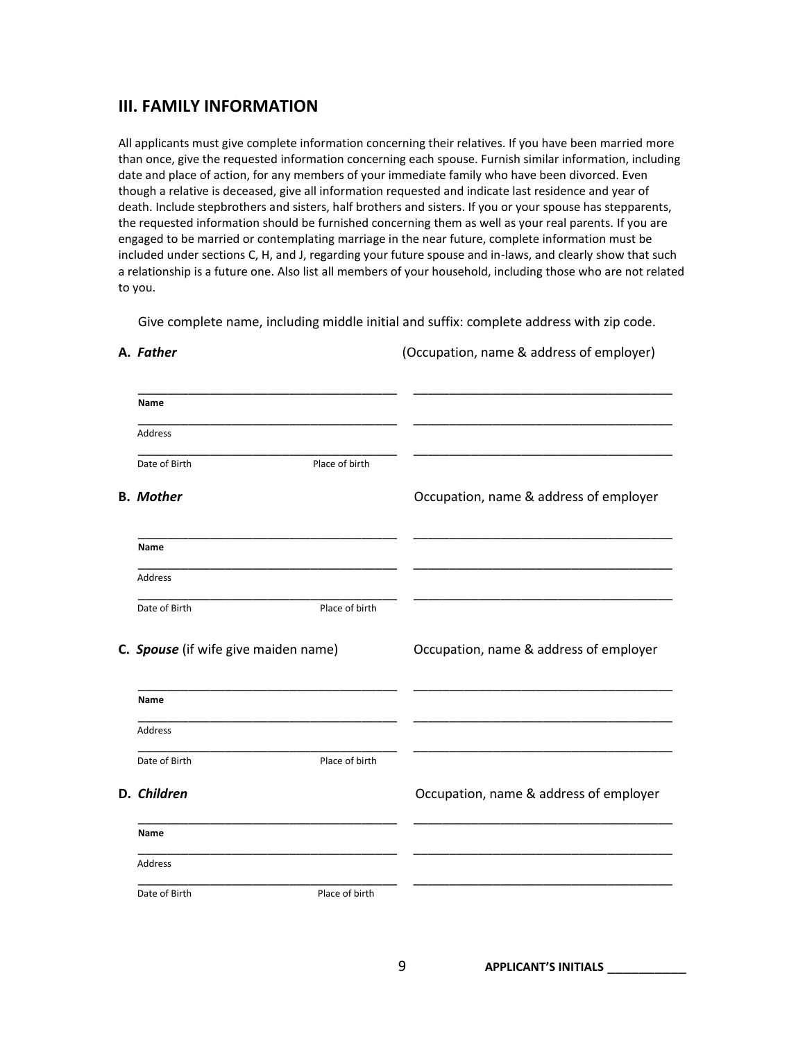## III. FAMILY INFORMATION

All applicants must give complete information concerning their relatives. If you have been married more than once, give the requested information concerning each spouse. Furnish similar information, including date and place of action, for any members of your immediate family who have been divorced. Even though a relative is deceased, give all information requested and indicate last residence and year of death. Include stepbrothers and sisters, half brothers and sisters. If you or your spouse has stepparents, the requested information should be furnished concerning them as well as your real parents. If you are engaged to be married or contemplating marriage in the near future, complete information must be included under sections C, H, and J, regarding your future spouse and in-laws, and clearly show that such a relationship is a future one. Also list all members of your household, including those who are not related to you.

Give complete name, including middle initial and suffix: complete address with zip code.

**A. *Father*** (Occupation, name & address of employer)

_______________________________________ _______________________________________

**Name**

_______________________________________ _______________________________________

Address

_______________________________________ _______________________________________

Date of Birth Place of birth

**B. *Mother*** Occupation, name & address of employer

_______________________________________ _______________________________________

**Name**

_______________________________________ _______________________________________

Address

_______________________________________ _______________________________________

Date of Birth Place of birth

**C. *Spouse*** (if wife give maiden name) Occupation, name & address of employer

_______________________________________ _______________________________________

**Name**

_______________________________________ _______________________________________

Address

_______________________________________ _______________________________________

Date of Birth Place of birth

**D. *Children*** Occupation, name & address of employer

_______________________________________ _______________________________________

**Name**

_______________________________________ _______________________________________

Address

_______________________________________ _______________________________________

Date of Birth Place of birth

**APPLICANT'S INITIALS** ____________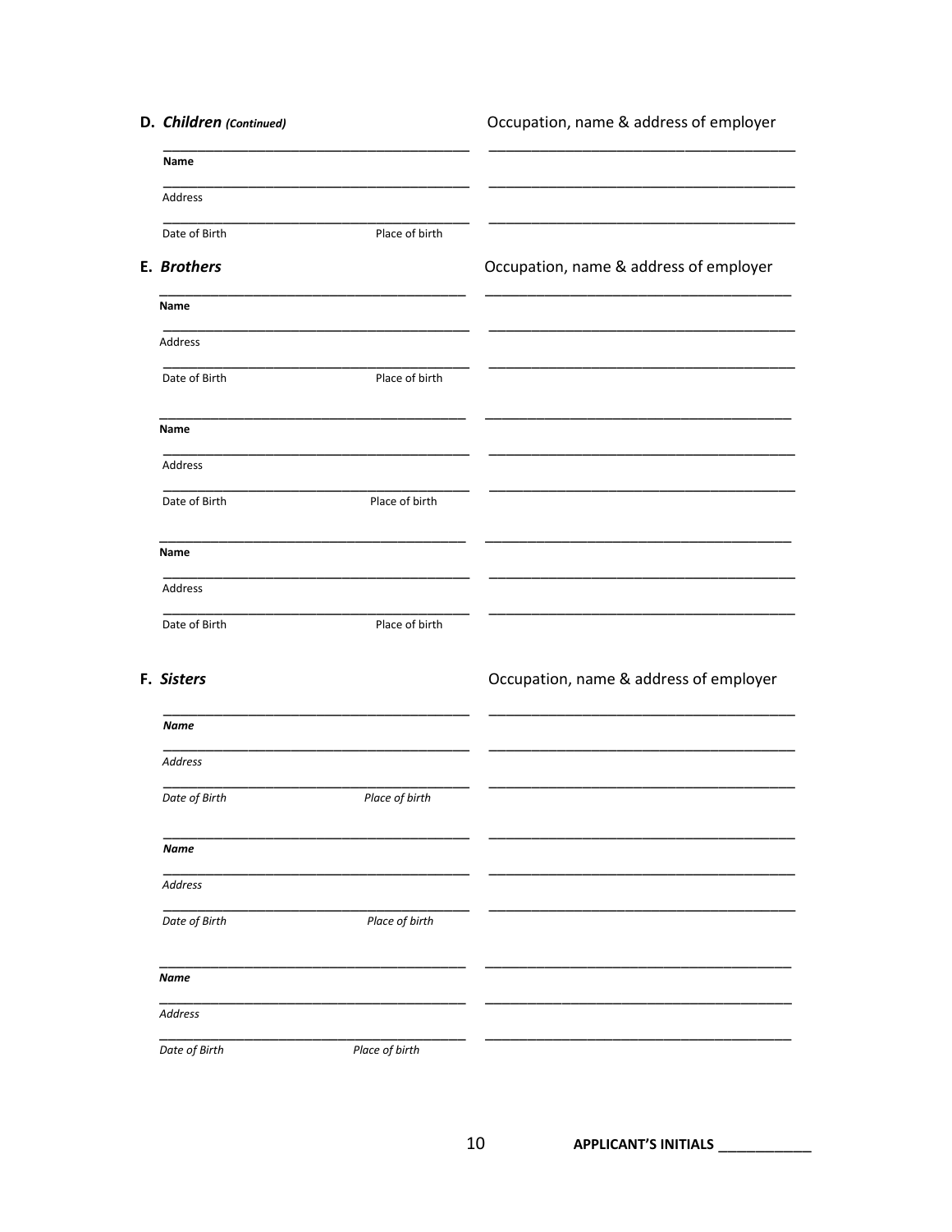**D. *Children* *(Continued)***

Occupation, name & address of employer

\_\_\_\_\_\_\_\_\_\_\_\_\_\_\_\_\_\_\_\_\_\_\_\_\_\_\_\_\_\_\_\_\_\_\_\_\_\_\_\_ \_\_\_\_\_\_\_\_\_\_\_\_\_\_\_\_\_\_\_\_\_\_\_\_\_\_\_\_\_\_\_\_\_\_\_\_\_\_\_\_

**Name**

\_\_\_\_\_\_\_\_\_\_\_\_\_\_\_\_\_\_\_\_\_\_\_\_\_\_\_\_\_\_\_\_\_\_\_\_\_\_\_\_ \_\_\_\_\_\_\_\_\_\_\_\_\_\_\_\_\_\_\_\_\_\_\_\_\_\_\_\_\_\_\_\_\_\_\_\_\_\_\_\_

Address

\_\_\_\_\_\_\_\_\_\_\_\_\_\_\_\_\_\_\_\_\_\_\_\_\_\_\_\_\_\_\_\_\_\_\_\_\_\_\_\_ \_\_\_\_\_\_\_\_\_\_\_\_\_\_\_\_\_\_\_\_\_\_\_\_\_\_\_\_\_\_\_\_\_\_\_\_\_\_\_\_

Date of Birth Place of birth

**E. *Brothers***

Occupation, name & address of employer

\_\_\_\_\_\_\_\_\_\_\_\_\_\_\_\_\_\_\_\_\_\_\_\_\_\_\_\_\_\_\_\_\_\_\_\_\_\_\_\_ \_\_\_\_\_\_\_\_\_\_\_\_\_\_\_\_\_\_\_\_\_\_\_\_\_\_\_\_\_\_\_\_\_\_\_\_\_\_\_\_

**Name**

\_\_\_\_\_\_\_\_\_\_\_\_\_\_\_\_\_\_\_\_\_\_\_\_\_\_\_\_\_\_\_\_\_\_\_\_\_\_\_\_ \_\_\_\_\_\_\_\_\_\_\_\_\_\_\_\_\_\_\_\_\_\_\_\_\_\_\_\_\_\_\_\_\_\_\_\_\_\_\_\_

Address

\_\_\_\_\_\_\_\_\_\_\_\_\_\_\_\_\_\_\_\_\_\_\_\_\_\_\_\_\_\_\_\_\_\_\_\_\_\_\_\_ \_\_\_\_\_\_\_\_\_\_\_\_\_\_\_\_\_\_\_\_\_\_\_\_\_\_\_\_\_\_\_\_\_\_\_\_\_\_\_\_

Date of Birth Place of birth

\_\_\_\_\_\_\_\_\_\_\_\_\_\_\_\_\_\_\_\_\_\_\_\_\_\_\_\_\_\_\_\_\_\_\_\_\_\_\_\_ \_\_\_\_\_\_\_\_\_\_\_\_\_\_\_\_\_\_\_\_\_\_\_\_\_\_\_\_\_\_\_\_\_\_\_\_\_\_\_\_

**Name**

\_\_\_\_\_\_\_\_\_\_\_\_\_\_\_\_\_\_\_\_\_\_\_\_\_\_\_\_\_\_\_\_\_\_\_\_\_\_\_\_ \_\_\_\_\_\_\_\_\_\_\_\_\_\_\_\_\_\_\_\_\_\_\_\_\_\_\_\_\_\_\_\_\_\_\_\_\_\_\_\_

Address

\_\_\_\_\_\_\_\_\_\_\_\_\_\_\_\_\_\_\_\_\_\_\_\_\_\_\_\_\_\_\_\_\_\_\_\_\_\_\_\_ \_\_\_\_\_\_\_\_\_\_\_\_\_\_\_\_\_\_\_\_\_\_\_\_\_\_\_\_\_\_\_\_\_\_\_\_\_\_\_\_

Date of Birth Place of birth

\_\_\_\_\_\_\_\_\_\_\_\_\_\_\_\_\_\_\_\_\_\_\_\_\_\_\_\_\_\_\_\_\_\_\_\_\_\_\_\_ \_\_\_\_\_\_\_\_\_\_\_\_\_\_\_\_\_\_\_\_\_\_\_\_\_\_\_\_\_\_\_\_\_\_\_\_\_\_\_\_

**Name**

\_\_\_\_\_\_\_\_\_\_\_\_\_\_\_\_\_\_\_\_\_\_\_\_\_\_\_\_\_\_\_\_\_\_\_\_\_\_\_\_ \_\_\_\_\_\_\_\_\_\_\_\_\_\_\_\_\_\_\_\_\_\_\_\_\_\_\_\_\_\_\_\_\_\_\_\_\_\_\_\_

Address

\_\_\_\_\_\_\_\_\_\_\_\_\_\_\_\_\_\_\_\_\_\_\_\_\_\_\_\_\_\_\_\_\_\_\_\_\_\_\_\_ \_\_\_\_\_\_\_\_\_\_\_\_\_\_\_\_\_\_\_\_\_\_\_\_\_\_\_\_\_\_\_\_\_\_\_\_\_\_\_\_

Date of Birth Place of birth

**F. *Sisters***

Occupation, name & address of employer

\_\_\_\_\_\_\_\_\_\_\_\_\_\_\_\_\_\_\_\_\_\_\_\_\_\_\_\_\_\_\_\_\_\_\_\_\_\_\_\_ \_\_\_\_\_\_\_\_\_\_\_\_\_\_\_\_\_\_\_\_\_\_\_\_\_\_\_\_\_\_\_\_\_\_\_\_\_\_\_\_

***Name***

\_\_\_\_\_\_\_\_\_\_\_\_\_\_\_\_\_\_\_\_\_\_\_\_\_\_\_\_\_\_\_\_\_\_\_\_\_\_\_\_ \_\_\_\_\_\_\_\_\_\_\_\_\_\_\_\_\_\_\_\_\_\_\_\_\_\_\_\_\_\_\_\_\_\_\_\_\_\_\_\_

*Address*

\_\_\_\_\_\_\_\_\_\_\_\_\_\_\_\_\_\_\_\_\_\_\_\_\_\_\_\_\_\_\_\_\_\_\_\_\_\_\_\_ \_\_\_\_\_\_\_\_\_\_\_\_\_\_\_\_\_\_\_\_\_\_\_\_\_\_\_\_\_\_\_\_\_\_\_\_\_\_\_\_

*Date of Birth* *Place of birth*

\_\_\_\_\_\_\_\_\_\_\_\_\_\_\_\_\_\_\_\_\_\_\_\_\_\_\_\_\_\_\_\_\_\_\_\_\_\_\_\_ \_\_\_\_\_\_\_\_\_\_\_\_\_\_\_\_\_\_\_\_\_\_\_\_\_\_\_\_\_\_\_\_\_\_\_\_\_\_\_\_

***Name***

\_\_\_\_\_\_\_\_\_\_\_\_\_\_\_\_\_\_\_\_\_\_\_\_\_\_\_\_\_\_\_\_\_\_\_\_\_\_\_\_ \_\_\_\_\_\_\_\_\_\_\_\_\_\_\_\_\_\_\_\_\_\_\_\_\_\_\_\_\_\_\_\_\_\_\_\_\_\_\_\_

*Address*

\_\_\_\_\_\_\_\_\_\_\_\_\_\_\_\_\_\_\_\_\_\_\_\_\_\_\_\_\_\_\_\_\_\_\_\_\_\_\_\_ \_\_\_\_\_\_\_\_\_\_\_\_\_\_\_\_\_\_\_\_\_\_\_\_\_\_\_\_\_\_\_\_\_\_\_\_\_\_\_\_

*Date of Birth* *Place of birth*

\_\_\_\_\_\_\_\_\_\_\_\_\_\_\_\_\_\_\_\_\_\_\_\_\_\_\_\_\_\_\_\_\_\_\_\_\_\_\_\_ \_\_\_\_\_\_\_\_\_\_\_\_\_\_\_\_\_\_\_\_\_\_\_\_\_\_\_\_\_\_\_\_\_\_\_\_\_\_\_\_

***Name***

\_\_\_\_\_\_\_\_\_\_\_\_\_\_\_\_\_\_\_\_\_\_\_\_\_\_\_\_\_\_\_\_\_\_\_\_\_\_\_\_ \_\_\_\_\_\_\_\_\_\_\_\_\_\_\_\_\_\_\_\_\_\_\_\_\_\_\_\_\_\_\_\_\_\_\_\_\_\_\_\_

*Address*

\_\_\_\_\_\_\_\_\_\_\_\_\_\_\_\_\_\_\_\_\_\_\_\_\_\_\_\_\_\_\_\_\_\_\_\_\_\_\_\_ \_\_\_\_\_\_\_\_\_\_\_\_\_\_\_\_\_\_\_\_\_\_\_\_\_\_\_\_\_\_\_\_\_\_\_\_\_\_\_\_

*Date of Birth* *Place of birth*

**APPLICANT'S INITIALS** \_\_\_\_\_\_\_\_\_\_\_\_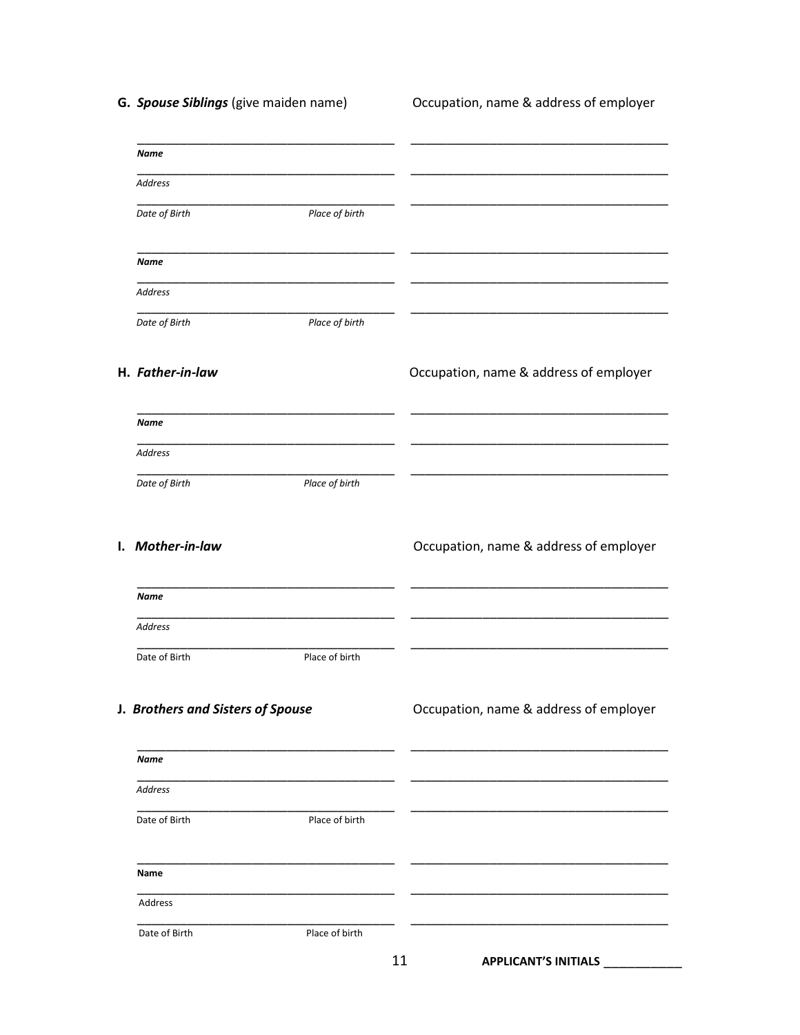**G. *Spouse Siblings*** (give maiden name) — Occupation, name & address of employer

_______________________________________ _______________________________________

***Name***

_______________________________________ _______________________________________

*Address*

_______________________________________ _______________________________________

*Date of Birth* *Place of birth*

_______________________________________ _______________________________________

***Name***

_______________________________________ _______________________________________

*Address*

_______________________________________ _______________________________________

*Date of Birth* *Place of birth*

**H. *Father-in-law*** — Occupation, name & address of employer

_______________________________________ _______________________________________

***Name***

_______________________________________ _______________________________________

*Address*

_______________________________________ _______________________________________

*Date of Birth* *Place of birth*

**I. *Mother-in-law*** — Occupation, name & address of employer

_______________________________________ _______________________________________

***Name***

_______________________________________ _______________________________________

*Address*

_______________________________________ _______________________________________

Date of Birth Place of birth

**J. *Brothers and Sisters of Spouse*** — Occupation, name & address of employer

_______________________________________ _______________________________________

***Name***

_______________________________________ _______________________________________

*Address*

_______________________________________ _______________________________________

Date of Birth Place of birth

_______________________________________ _______________________________________

**Name**

_______________________________________ _______________________________________

Address

_______________________________________ _______________________________________

Date of Birth Place of birth

**APPLICANT'S INITIALS** ____________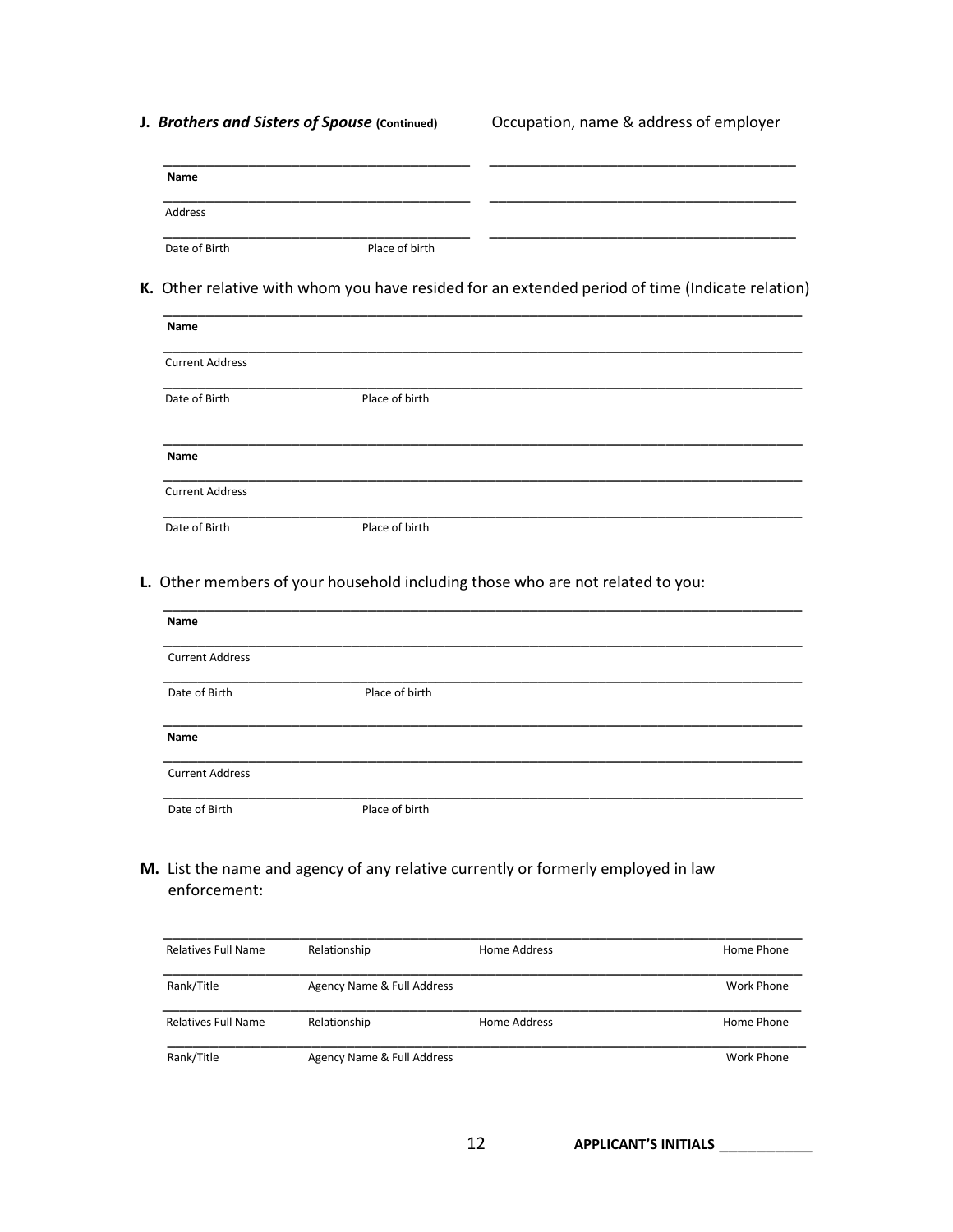**J.** ***Brothers and Sisters of Spouse*** **(Continued)** Occupation, name & address of employer

________________________________________ ________________________________________

**Name**

________________________________________ ________________________________________

Address

________________________________________ ________________________________________

Date of Birth Place of birth

**K.** Other relative with whom you have resided for an extended period of time (Indicate relation)

________________________________________________________________________________

**Name**

________________________________________________________________________________

Current Address

________________________________________________________________________________

Date of Birth Place of birth

________________________________________________________________________________

**Name**

________________________________________________________________________________

Current Address

________________________________________________________________________________

Date of Birth Place of birth

**L.** Other members of your household including those who are not related to you:

________________________________________________________________________________

**Name**

________________________________________________________________________________

Current Address

________________________________________________________________________________

Date of Birth Place of birth

________________________________________________________________________________

**Name**

________________________________________________________________________________

Current Address

________________________________________________________________________________

Date of Birth Place of birth

**M.** List the name and agency of any relative currently or formerly employed in law enforcement:

________________________________________________________________________________

Relatives Full Name Relationship Home Address Home Phone

________________________________________________________________________________

Rank/Title Agency Name & Full Address Work Phone

________________________________________________________________________________

Relatives Full Name Relationship Home Address Home Phone

________________________________________________________________________________

Rank/Title Agency Name & Full Address Work Phone

**APPLICANT'S INITIALS** ____________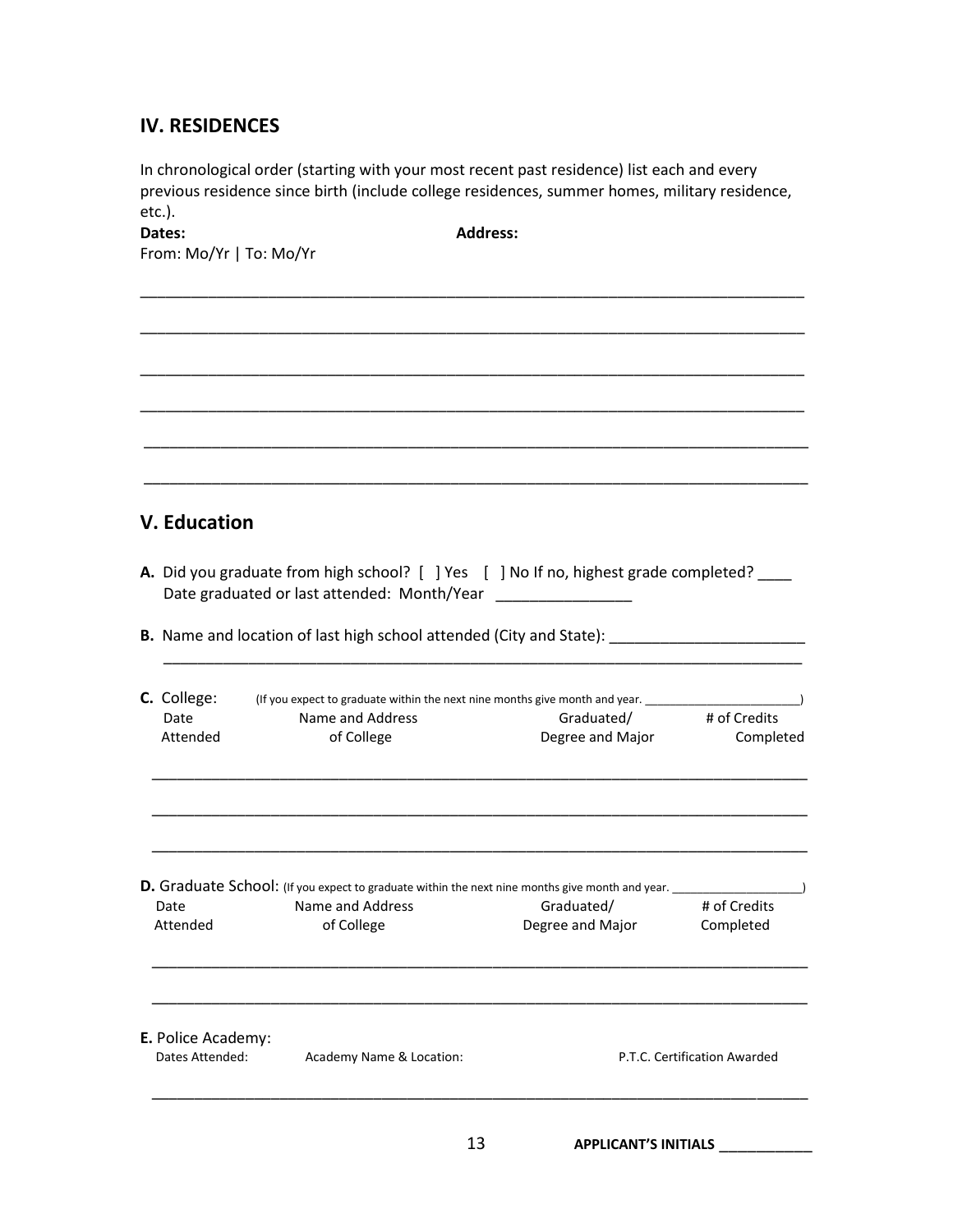## IV. RESIDENCES

In chronological order (starting with your most recent past residence) list each and every previous residence since birth (include college residences, summer homes, military residence, etc.).

**Dates:** From: Mo/Yr | To: Mo/Yr **Address:**

_______________________________________________________________________________

_______________________________________________________________________________

_______________________________________________________________________________

_______________________________________________________________________________

_______________________________________________________________________________

_______________________________________________________________________________

## V. Education

**A.** Did you graduate from high school? [ ] Yes [ ] No If no, highest grade completed? ____
Date graduated or last attended: Month/Year ________________

**B.** Name and location of last high school attended (City and State): _______________________
_______________________________________________________________________________

**C.** College: (If you expect to graduate within the next nine months give month and year. _______________________)

| Date Attended | Name and Address of College | Graduated/ Degree and Major | # of Credits Completed |
|---|---|---|---|
| | | | |
| | | | |
| | | | |

**D.** Graduate School: (If you expect to graduate within the next nine months give month and year. ___________________)

| Date Attended | Name and Address of College | Graduated/ Degree and Major | # of Credits Completed |
|---|---|---|---|
| | | | |
| | | | |

**E.** Police Academy:

| Dates Attended: | Academy Name & Location: | P.T.C. Certification Awarded |
|---|---|---|
| | | |

**APPLICANT'S INITIALS** ___________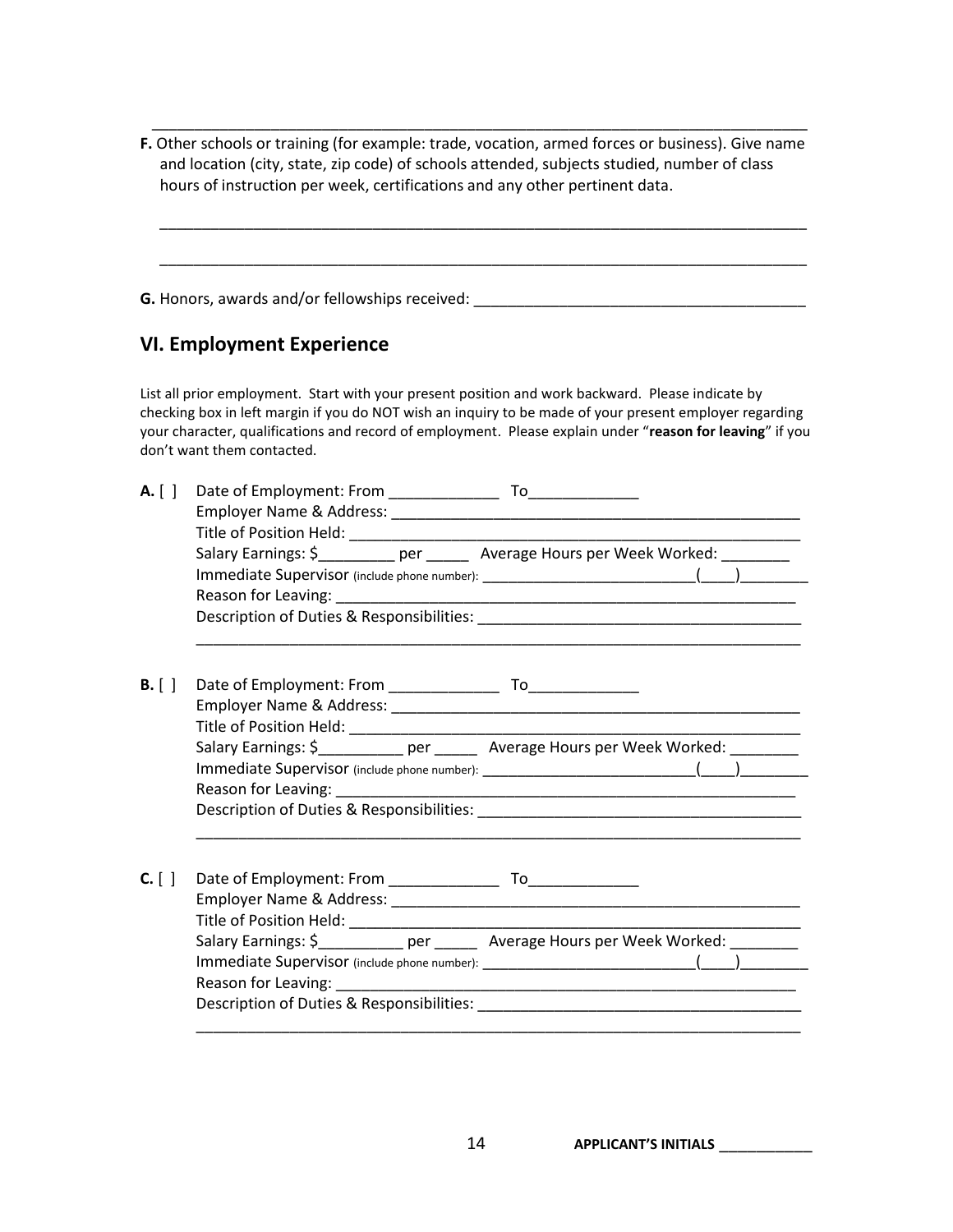\_\_\_\_\_\_\_\_\_\_\_\_\_\_\_\_\_\_\_\_\_\_\_\_\_\_\_\_\_\_\_\_\_\_\_\_\_\_\_\_\_\_\_\_\_\_\_\_\_\_\_\_\_\_\_\_\_\_\_\_\_\_\_\_\_\_\_\_\_\_\_\_\_\_

**F.** Other schools or training (for example: trade, vocation, armed forces or business). Give name and location (city, state, zip code) of schools attended, subjects studied, number of class hours of instruction per week, certifications and any other pertinent data.

\_\_\_\_\_\_\_\_\_\_\_\_\_\_\_\_\_\_\_\_\_\_\_\_\_\_\_\_\_\_\_\_\_\_\_\_\_\_\_\_\_\_\_\_\_\_\_\_\_\_\_\_\_\_\_\_\_\_\_\_\_\_\_\_\_\_\_\_\_\_\_\_\_\_

\_\_\_\_\_\_\_\_\_\_\_\_\_\_\_\_\_\_\_\_\_\_\_\_\_\_\_\_\_\_\_\_\_\_\_\_\_\_\_\_\_\_\_\_\_\_\_\_\_\_\_\_\_\_\_\_\_\_\_\_\_\_\_\_\_\_\_\_\_\_\_\_\_\_

**G.** Honors, awards and/or fellowships received: \_\_\_\_\_\_\_\_\_\_\_\_\_\_\_\_\_\_\_\_\_\_\_\_\_\_\_\_\_\_\_\_\_\_\_\_\_\_\_

## VI. Employment Experience

List all prior employment. Start with your present position and work backward. Please indicate by checking box in left margin if you do NOT wish an inquiry to be made of your present employer regarding your character, qualifications and record of employment. Please explain under "**reason for leaving**" if you don't want them contacted.

**A.** [ ] Date of Employment: From \_\_\_\_\_\_\_\_\_\_\_\_\_ To\_\_\_\_\_\_\_\_\_\_\_\_\_
Employer Name & Address: \_\_\_\_\_\_\_\_\_\_\_\_\_\_\_\_\_\_\_\_\_\_\_\_\_\_\_\_\_\_\_\_\_\_\_\_\_\_\_\_\_\_\_\_\_\_\_\_\_
Title of Position Held: \_\_\_\_\_\_\_\_\_\_\_\_\_\_\_\_\_\_\_\_\_\_\_\_\_\_\_\_\_\_\_\_\_\_\_\_\_\_\_\_\_\_\_\_\_\_\_\_\_\_\_\_\_\_
Salary Earnings: $\_\_\_\_\_\_\_\_\_ per \_\_\_\_\_ Average Hours per Week Worked: \_\_\_\_\_\_\_\_
Immediate Supervisor (include phone number): \_\_\_\_\_\_\_\_\_\_\_\_\_\_\_\_\_\_\_\_\_\_\_\_\_\_(\_\_\_\_)\_\_\_\_\_\_\_\_
Reason for Leaving: \_\_\_\_\_\_\_\_\_\_\_\_\_\_\_\_\_\_\_\_\_\_\_\_\_\_\_\_\_\_\_\_\_\_\_\_\_\_\_\_\_\_\_\_\_\_\_\_\_\_\_\_\_\_\_\_
Description of Duties & Responsibilities: \_\_\_\_\_\_\_\_\_\_\_\_\_\_\_\_\_\_\_\_\_\_\_\_\_\_\_\_\_\_\_\_\_\_\_\_\_\_\_
\_\_\_\_\_\_\_\_\_\_\_\_\_\_\_\_\_\_\_\_\_\_\_\_\_\_\_\_\_\_\_\_\_\_\_\_\_\_\_\_\_\_\_\_\_\_\_\_\_\_\_\_\_\_\_\_\_\_\_\_\_\_\_\_\_\_\_\_\_\_\_\_

**B.** [ ] Date of Employment: From \_\_\_\_\_\_\_\_\_\_\_\_\_ To\_\_\_\_\_\_\_\_\_\_\_\_\_
Employer Name & Address: \_\_\_\_\_\_\_\_\_\_\_\_\_\_\_\_\_\_\_\_\_\_\_\_\_\_\_\_\_\_\_\_\_\_\_\_\_\_\_\_\_\_\_\_\_\_\_\_\_
Title of Position Held: \_\_\_\_\_\_\_\_\_\_\_\_\_\_\_\_\_\_\_\_\_\_\_\_\_\_\_\_\_\_\_\_\_\_\_\_\_\_\_\_\_\_\_\_\_\_\_\_\_\_\_\_\_\_
Salary Earnings: $\_\_\_\_\_\_\_\_\_\_ per \_\_\_\_\_ Average Hours per Week Worked: \_\_\_\_\_\_\_\_
Immediate Supervisor (include phone number): \_\_\_\_\_\_\_\_\_\_\_\_\_\_\_\_\_\_\_\_\_\_\_\_\_\_(\_\_\_\_)\_\_\_\_\_\_\_\_
Reason for Leaving: \_\_\_\_\_\_\_\_\_\_\_\_\_\_\_\_\_\_\_\_\_\_\_\_\_\_\_\_\_\_\_\_\_\_\_\_\_\_\_\_\_\_\_\_\_\_\_\_\_\_\_\_\_\_\_\_
Description of Duties & Responsibilities: \_\_\_\_\_\_\_\_\_\_\_\_\_\_\_\_\_\_\_\_\_\_\_\_\_\_\_\_\_\_\_\_\_\_\_\_\_\_\_
\_\_\_\_\_\_\_\_\_\_\_\_\_\_\_\_\_\_\_\_\_\_\_\_\_\_\_\_\_\_\_\_\_\_\_\_\_\_\_\_\_\_\_\_\_\_\_\_\_\_\_\_\_\_\_\_\_\_\_\_\_\_\_\_\_\_\_\_\_\_\_\_

**C.** [ ] Date of Employment: From \_\_\_\_\_\_\_\_\_\_\_\_\_ To\_\_\_\_\_\_\_\_\_\_\_\_\_
Employer Name & Address: \_\_\_\_\_\_\_\_\_\_\_\_\_\_\_\_\_\_\_\_\_\_\_\_\_\_\_\_\_\_\_\_\_\_\_\_\_\_\_\_\_\_\_\_\_\_\_\_\_
Title of Position Held: \_\_\_\_\_\_\_\_\_\_\_\_\_\_\_\_\_\_\_\_\_\_\_\_\_\_\_\_\_\_\_\_\_\_\_\_\_\_\_\_\_\_\_\_\_\_\_\_\_\_\_\_\_\_
Salary Earnings: $\_\_\_\_\_\_\_\_\_\_ per \_\_\_\_\_ Average Hours per Week Worked: \_\_\_\_\_\_\_\_
Immediate Supervisor (include phone number): \_\_\_\_\_\_\_\_\_\_\_\_\_\_\_\_\_\_\_\_\_\_\_\_\_\_(\_\_\_\_)\_\_\_\_\_\_\_\_
Reason for Leaving: \_\_\_\_\_\_\_\_\_\_\_\_\_\_\_\_\_\_\_\_\_\_\_\_\_\_\_\_\_\_\_\_\_\_\_\_\_\_\_\_\_\_\_\_\_\_\_\_\_\_\_\_\_\_\_\_
Description of Duties & Responsibilities: \_\_\_\_\_\_\_\_\_\_\_\_\_\_\_\_\_\_\_\_\_\_\_\_\_\_\_\_\_\_\_\_\_\_\_\_\_\_\_
\_\_\_\_\_\_\_\_\_\_\_\_\_\_\_\_\_\_\_\_\_\_\_\_\_\_\_\_\_\_\_\_\_\_\_\_\_\_\_\_\_\_\_\_\_\_\_\_\_\_\_\_\_\_\_\_\_\_\_\_\_\_\_\_\_\_\_\_\_\_\_\_

**APPLICANT'S INITIALS** \_\_\_\_\_\_\_\_\_\_\_\_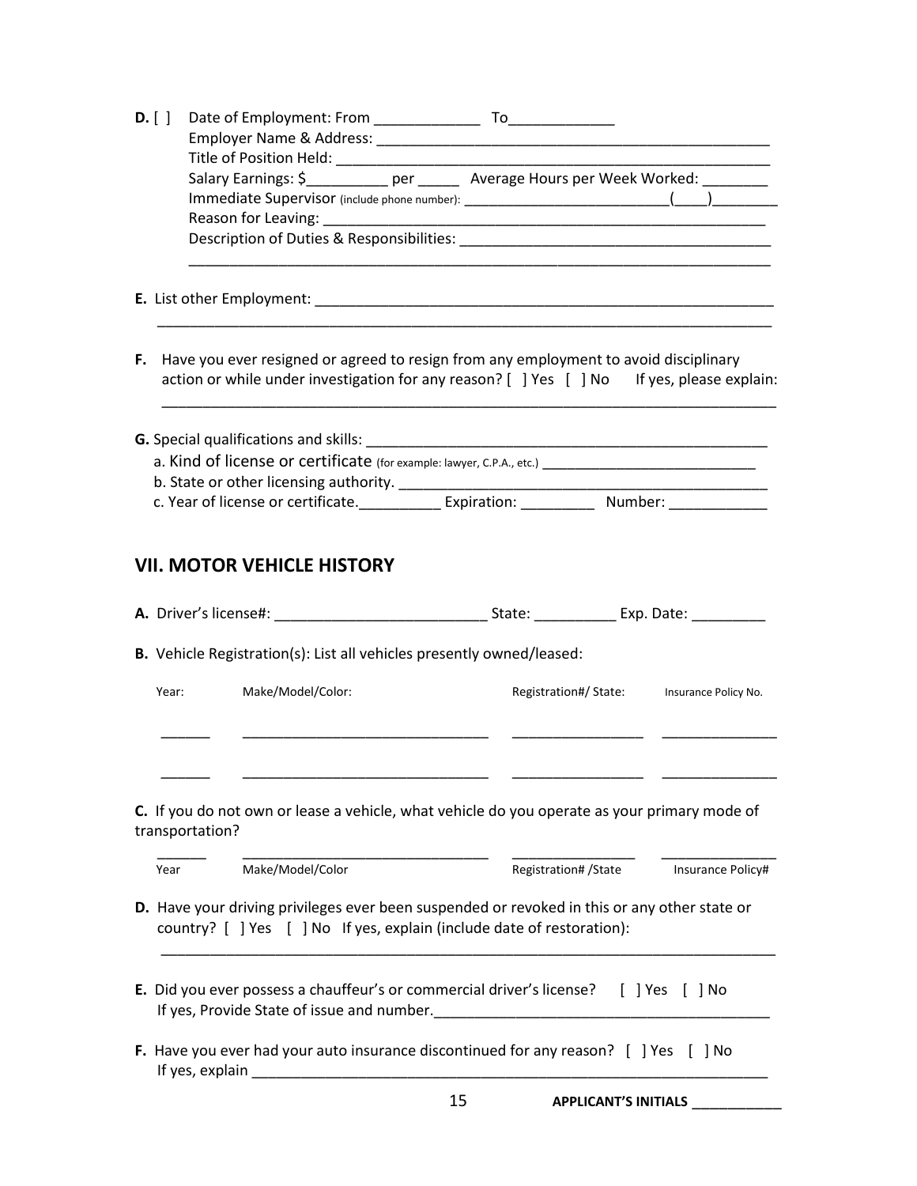**D.** [ ] Date of Employment: From _____________ To_____________

Employer Name & Address: __________________________________________________

Title of Position Held: _____________________________________________________

Salary Earnings: $__________ per _____ Average Hours per Week Worked: ________

Immediate Supervisor (include phone number): _________________________(____)________

Reason for Leaving: ________________________________________________________

Description of Duties & Responsibilities: _____________________________________

__________________________________________________________________________

**E.** List other Employment: ___________________________________________________________

__________________________________________________________________________

**F.** Have you ever resigned or agreed to resign from any employment to avoid disciplinary action or while under investigation for any reason? [ ] Yes [ ] No If yes, please explain:

__________________________________________________________________________

**G.** Special qualifications and skills: __________________________________________________

a. Kind of license or certificate (for example: lawyer, C.P.A., etc.) ___________________________

b. State or other licensing authority. ______________________________________________

c. Year of license or certificate.__________ Expiration: _________ Number: ____________

## VII. MOTOR VEHICLE HISTORY

**A.** Driver's license#: __________________________ State: __________ Exp. Date: _________

**B.** Vehicle Registration(s): List all vehicles presently owned/leased:

| Year: | Make/Model/Color: | Registration#/ State: | Insurance Policy No. |
|---|---|---|---|
| ______ | ______________________________ | ________________ | ______________ |
| ______ | ______________________________ | ________________ | ______________ |

**C.** If you do not own or lease a vehicle, what vehicle do you operate as your primary mode of transportation?

| ______ | ______________________________ | ________________ | ______________ |
|---|---|---|---|
| Year | Make/Model/Color | Registration# /State | Insurance Policy# |

**D.** Have your driving privileges ever been suspended or revoked in this or any other state or country? [ ] Yes [ ] No If yes, explain (include date of restoration):

__________________________________________________________________________

**E.** Did you ever possess a chauffeur's or commercial driver's license? [ ] Yes [ ] No
If yes, Provide State of issue and number.________________________________________

**F.** Have you ever had your auto insurance discontinued for any reason? [ ] Yes [ ] No
If yes, explain _________________________________________________________________

**APPLICANT'S INITIALS** ___________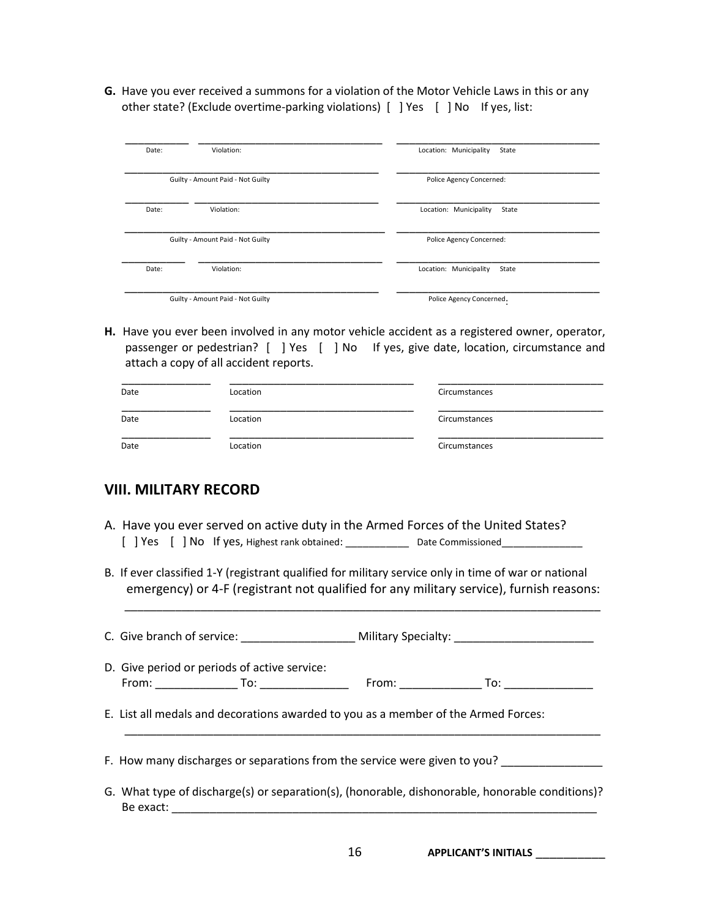**G.** Have you ever received a summons for a violation of the Motor Vehicle Laws in this or any other state? (Exclude overtime-parking violations) [ ] Yes [ ] No If yes, list:

___________ ________________________________ ___________________________________
Date: Violation: Location: Municipality State

_____________________________________________ ___________________________________
Guilty - Amount Paid - Not Guilty Police Agency Concerned:

___________ ________________________________ ___________________________________
Date: Violation: Location: Municipality State

_____________________________________________ ___________________________________
Guilty - Amount Paid - Not Guilty Police Agency Concerned:

___________ ________________________________ ___________________________________
Date: Violation: Location: Municipality State

_____________________________________________ ___________________________________
Guilty - Amount Paid - Not Guilty Police Agency Concerned:

**H.** Have you ever been involved in any motor vehicle accident as a registered owner, operator, passenger or pedestrian? [ ] Yes [ ] No If yes, give date, location, circumstance and attach a copy of all accident reports.

_______________ ________________________________ _____________________________
Date Location Circumstances

_______________ ________________________________ _____________________________
Date Location Circumstances

_______________ ________________________________ _____________________________
Date Location Circumstances

## VIII. MILITARY RECORD

A. Have you ever served on active duty in the Armed Forces of the United States?
[ ] Yes [ ] No If yes, Highest rank obtained: ___________ Date Commissioned______________

B. If ever classified 1-Y (registrant qualified for military service only in time of war or national emergency) or 4-F (registrant not qualified for any military service), furnish reasons:
_____________________________________________________________________________

C. Give branch of service: _________________ Military Specialty: _____________________

D. Give period or periods of active service:
From: _____________ To: ______________ From: _____________ To: ______________

E. List all medals and decorations awarded to you as a member of the Armed Forces:
_____________________________________________________________________________

F. How many discharges or separations from the service were given to you? _______________

G. What type of discharge(s) or separation(s), (honorable, dishonorable, honorable conditions)? Be exact: ____________________________________________________________________

**APPLICANT'S INITIALS** ___________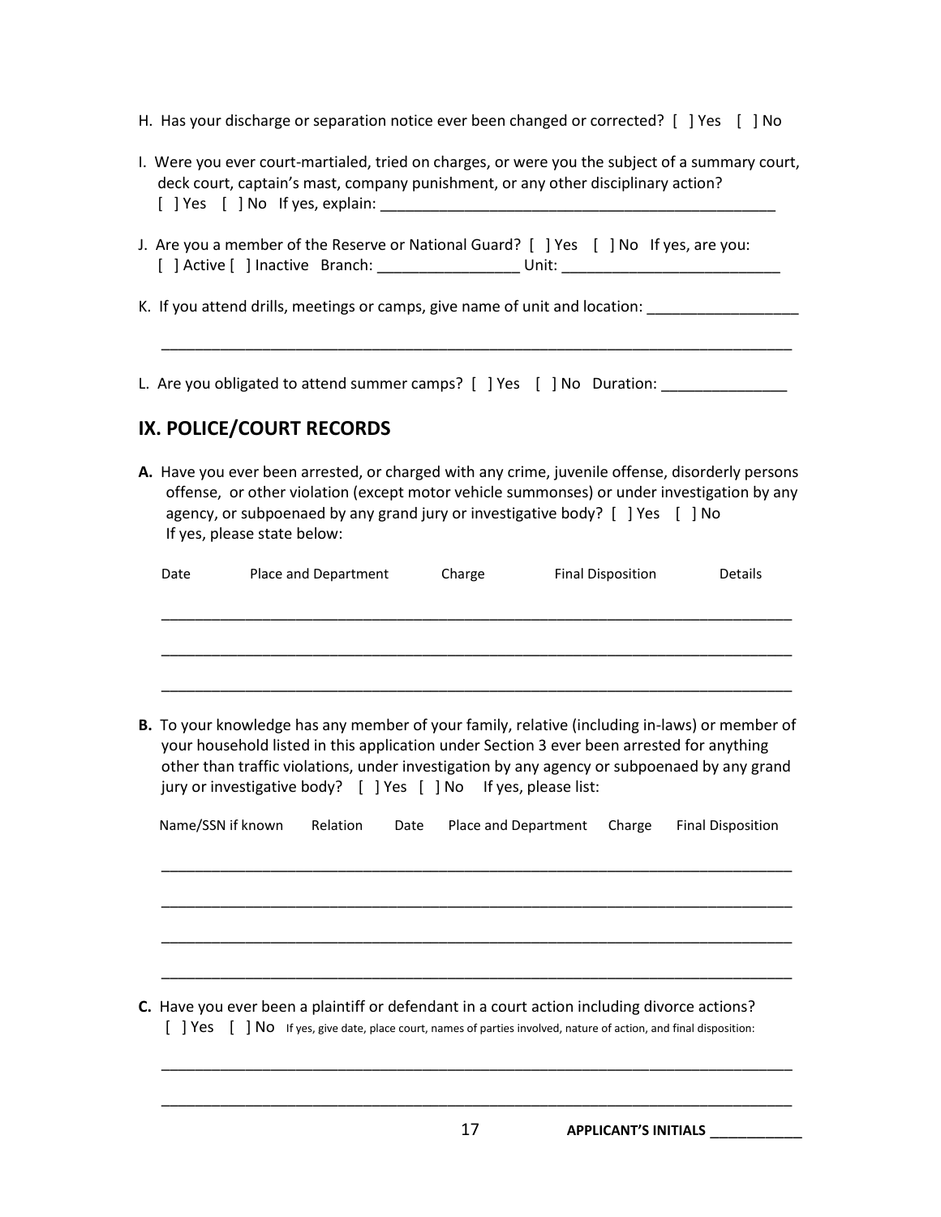H. Has your discharge or separation notice ever been changed or corrected? [ ] Yes [ ] No

I. Were you ever court-martialed, tried on charges, or were you the subject of a summary court, deck court, captain's mast, company punishment, or any other disciplinary action?
[ ] Yes [ ] No If yes, explain: ______________________________________________

J. Are you a member of the Reserve or National Guard? [ ] Yes [ ] No If yes, are you:
[ ] Active [ ] Inactive Branch: ________________ Unit: _________________________

K. If you attend drills, meetings or camps, give name of unit and location: _________________

___________________________________________________________________________

L. Are you obligated to attend summer camps? [ ] Yes [ ] No Duration: ______________

## IX. POLICE/COURT RECORDS

**A.** Have you ever been arrested, or charged with any crime, juvenile offense, disorderly persons offense, or other violation (except motor vehicle summonses) or under investigation by any agency, or subpoenaed by any grand jury or investigative body? [ ] Yes [ ] No
If yes, please state below:

| Date | Place and Department | Charge | Final Disposition | Details |
|---|---|---|---|---|
| | | | | |
| | | | | |
| | | | | |

**B.** To your knowledge has any member of your family, relative (including in-laws) or member of your household listed in this application under Section 3 ever been arrested for anything other than traffic violations, under investigation by any agency or subpoenaed by any grand jury or investigative body? [ ] Yes [ ] No If yes, please list:

| Name/SSN if known | Relation | Date | Place and Department | Charge | Final Disposition |
|---|---|---|---|---|---|
| | | | | | |
| | | | | | |
| | | | | | |
| | | | | | |

**C.** Have you ever been a plaintiff or defendant in a court action including divorce actions?
[ ] Yes [ ] No If yes, give date, place court, names of parties involved, nature of action, and final disposition:

___________________________________________________________________________

___________________________________________________________________________

**APPLICANT'S INITIALS** ___________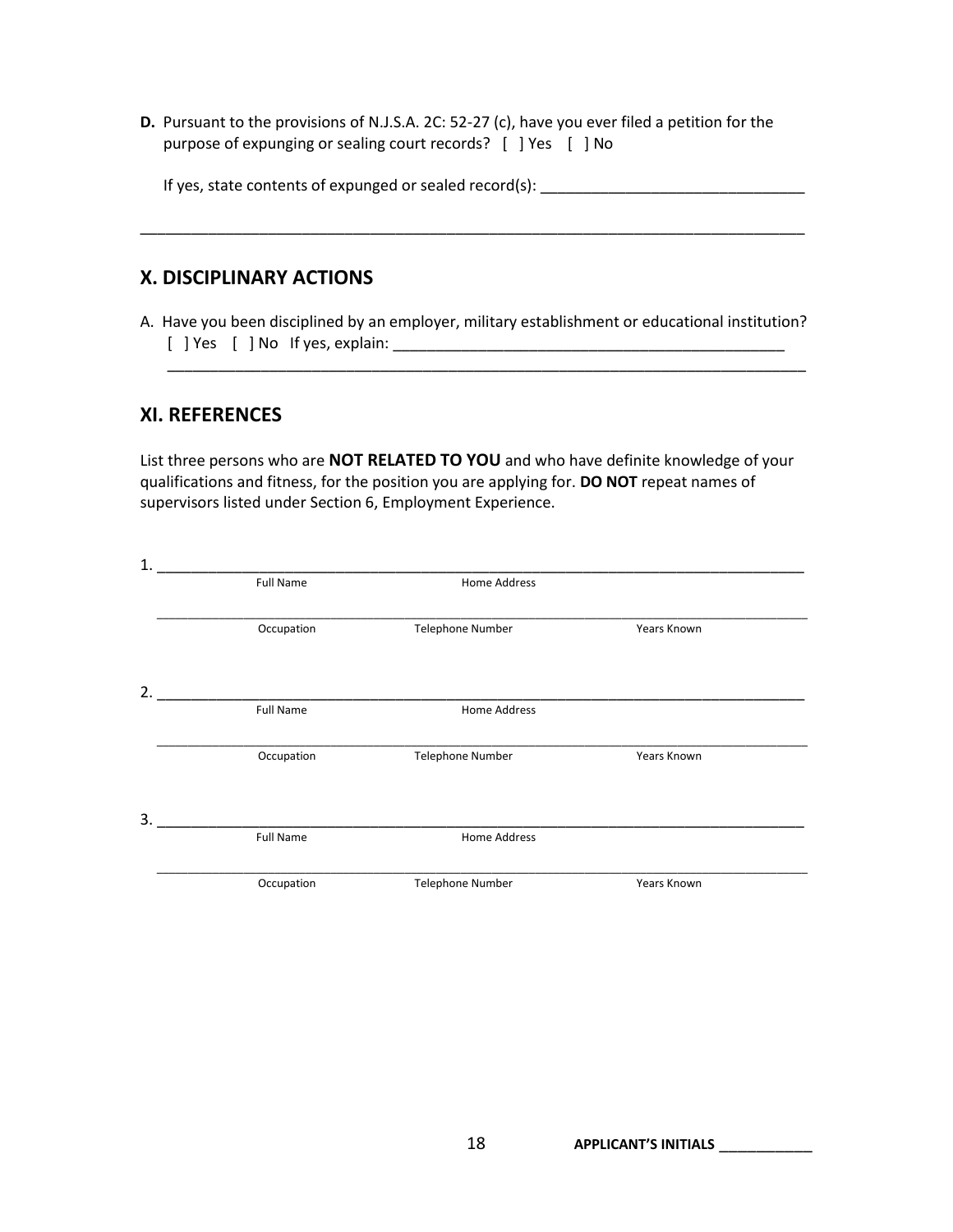**D.** Pursuant to the provisions of N.J.S.A. 2C: 52-27 (c), have you ever filed a petition for the purpose of expunging or sealing court records? [ ] Yes [ ] No

If yes, state contents of expunged or sealed record(s): ______________________________

______________________________________________________________________________

## X. DISCIPLINARY ACTIONS

A. Have you been disciplined by an employer, military establishment or educational institution?
[ ] Yes [ ] No If yes, explain: ______________________________________________
______________________________________________________________________________

## XI. REFERENCES

List three persons who are **NOT RELATED TO YOU** and who have definite knowledge of your qualifications and fitness, for the position you are applying for. **DO NOT** repeat names of supervisors listed under Section 6, Employment Experience.

1. ______________________________________________________________________________
Full Name Home Address

______________________________________________________________________________
Occupation Telephone Number Years Known

2. ______________________________________________________________________________
Full Name Home Address

______________________________________________________________________________
Occupation Telephone Number Years Known

3. ______________________________________________________________________________
Full Name Home Address

______________________________________________________________________________
Occupation Telephone Number Years Known

**APPLICANT'S INITIALS** ____________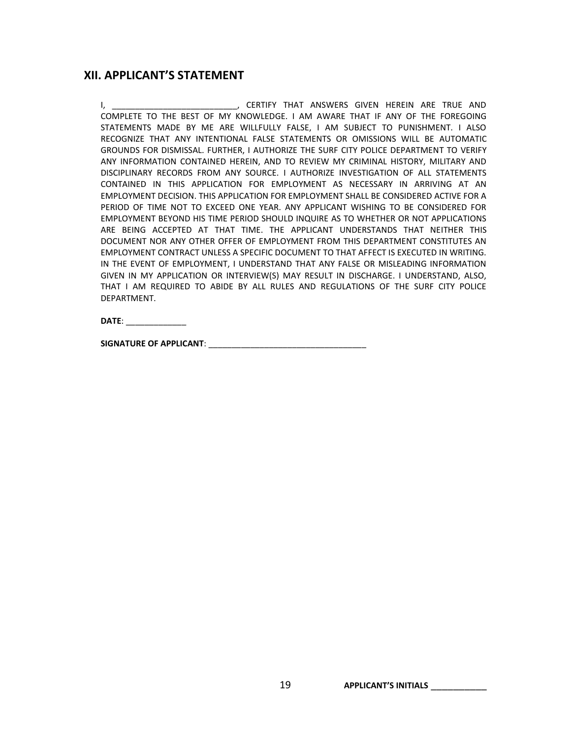## XII. APPLICANT'S STATEMENT

I, ___________________________, CERTIFY THAT ANSWERS GIVEN HEREIN ARE TRUE AND COMPLETE TO THE BEST OF MY KNOWLEDGE. I AM AWARE THAT IF ANY OF THE FOREGOING STATEMENTS MADE BY ME ARE WILLFULLY FALSE, I AM SUBJECT TO PUNISHMENT. I ALSO RECOGNIZE THAT ANY INTENTIONAL FALSE STATEMENTS OR OMISSIONS WILL BE AUTOMATIC GROUNDS FOR DISMISSAL. FURTHER, I AUTHORIZE THE SURF CITY POLICE DEPARTMENT TO VERIFY ANY INFORMATION CONTAINED HEREIN, AND TO REVIEW MY CRIMINAL HISTORY, MILITARY AND DISCIPLINARY RECORDS FROM ANY SOURCE. I AUTHORIZE INVESTIGATION OF ALL STATEMENTS CONTAINED IN THIS APPLICATION FOR EMPLOYMENT AS NECESSARY IN ARRIVING AT AN EMPLOYMENT DECISION. THIS APPLICATION FOR EMPLOYMENT SHALL BE CONSIDERED ACTIVE FOR A PERIOD OF TIME NOT TO EXCEED ONE YEAR. ANY APPLICANT WISHING TO BE CONSIDERED FOR EMPLOYMENT BEYOND HIS TIME PERIOD SHOULD INQUIRE AS TO WHETHER OR NOT APPLICATIONS ARE BEING ACCEPTED AT THAT TIME. THE APPLICANT UNDERSTANDS THAT NEITHER THIS DOCUMENT NOR ANY OTHER OFFER OF EMPLOYMENT FROM THIS DEPARTMENT CONSTITUTES AN EMPLOYMENT CONTRACT UNLESS A SPECIFIC DOCUMENT TO THAT AFFECT IS EXECUTED IN WRITING. IN THE EVENT OF EMPLOYMENT, I UNDERSTAND THAT ANY FALSE OR MISLEADING INFORMATION GIVEN IN MY APPLICATION OR INTERVIEW(S) MAY RESULT IN DISCHARGE. I UNDERSTAND, ALSO, THAT I AM REQUIRED TO ABIDE BY ALL RULES AND REGULATIONS OF THE SURF CITY POLICE DEPARTMENT.

**DATE**: _____________

**SIGNATURE OF APPLICANT**: __________________________________

**APPLICANT'S INITIALS** ___________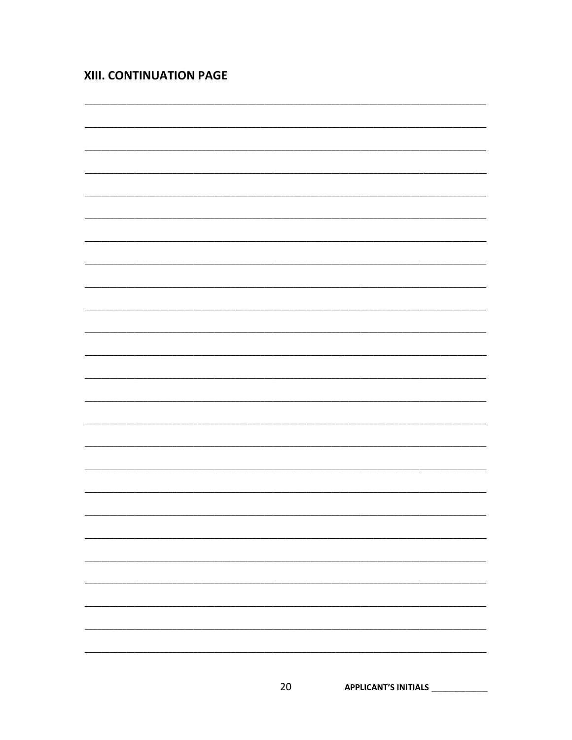## XIII. CONTINUATION PAGE

________________________________________________________________________________

________________________________________________________________________________

________________________________________________________________________________

________________________________________________________________________________

________________________________________________________________________________

________________________________________________________________________________

________________________________________________________________________________

________________________________________________________________________________

________________________________________________________________________________

________________________________________________________________________________

________________________________________________________________________________

________________________________________________________________________________

________________________________________________________________________________

________________________________________________________________________________

________________________________________________________________________________

________________________________________________________________________________

________________________________________________________________________________

________________________________________________________________________________

________________________________________________________________________________

________________________________________________________________________________

________________________________________________________________________________

________________________________________________________________________________

________________________________________________________________________________

________________________________________________________________________________

________________________________________________________________________________

**APPLICANT'S INITIALS** ____________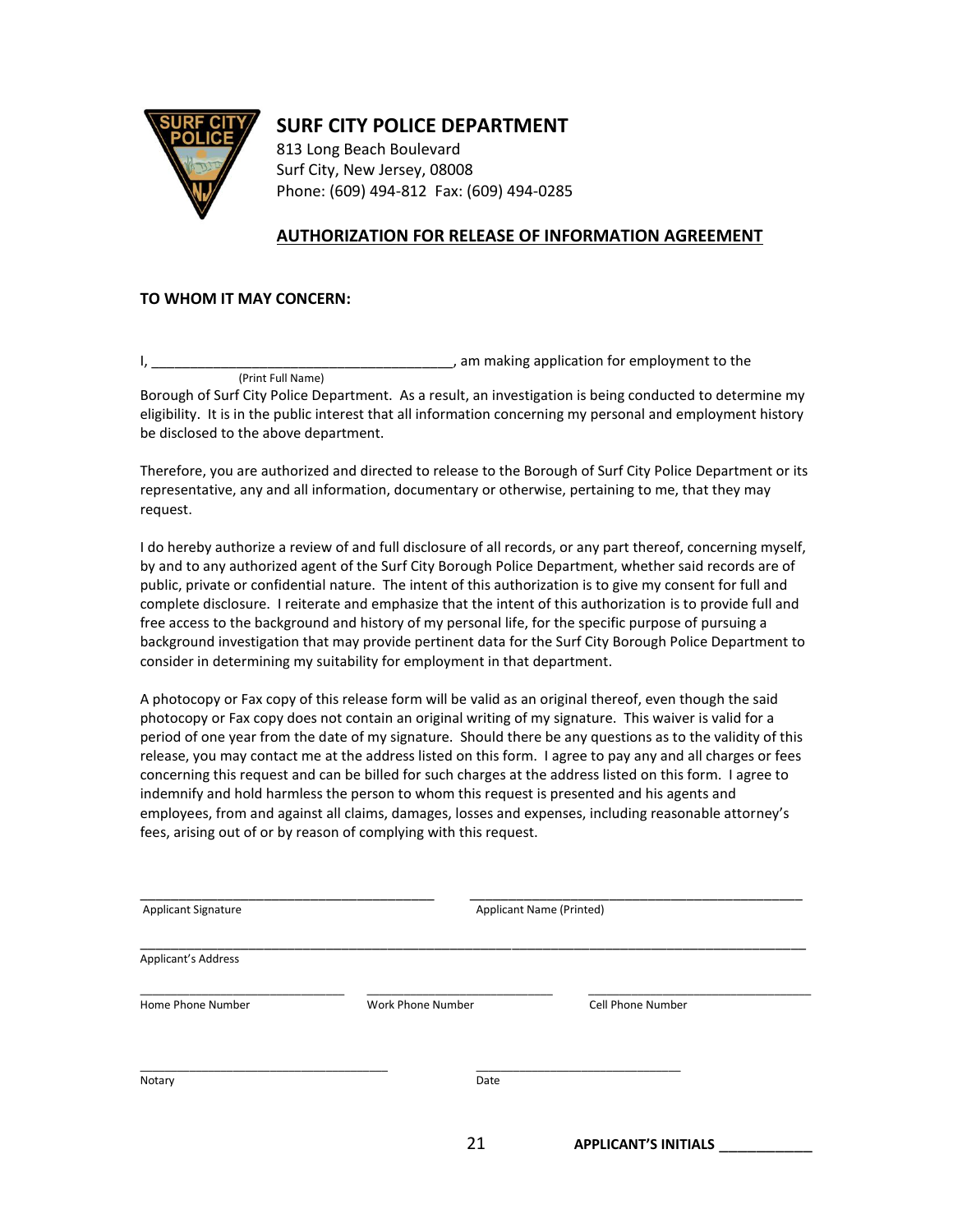## SURF CITY POLICE DEPARTMENT

813 Long Beach Boulevard
Surf City, New Jersey, 08008
Phone: (609) 494-812  Fax: (609) 494-0285

## AUTHORIZATION FOR RELEASE OF INFORMATION AGREEMENT

**TO WHOM IT MAY CONCERN:**

I, ______________________________________, am making application for employment to the
(Print Full Name)
Borough of Surf City Police Department. As a result, an investigation is being conducted to determine my eligibility. It is in the public interest that all information concerning my personal and employment history be disclosed to the above department.

Therefore, you are authorized and directed to release to the Borough of Surf City Police Department or its representative, any and all information, documentary or otherwise, pertaining to me, that they may request.

I do hereby authorize a review of and full disclosure of all records, or any part thereof, concerning myself, by and to any authorized agent of the Surf City Borough Police Department, whether said records are of public, private or confidential nature. The intent of this authorization is to give my consent for full and complete disclosure. I reiterate and emphasize that the intent of this authorization is to provide full and free access to the background and history of my personal life, for the specific purpose of pursuing a background investigation that may provide pertinent data for the Surf City Borough Police Department to consider in determining my suitability for employment in that department.

A photocopy or Fax copy of this release form will be valid as an original thereof, even though the said photocopy or Fax copy does not contain an original writing of my signature. This waiver is valid for a period of one year from the date of my signature. Should there be any questions as to the validity of this release, you may contact me at the address listed on this form. I agree to pay any and all charges or fees concerning this request and can be billed for such charges at the address listed on this form. I agree to indemnify and hold harmless the person to whom this request is presented and his agents and employees, from and against all claims, damages, losses and expenses, including reasonable attorney's fees, arising out of or by reason of complying with this request.

_________________________________________ _______________________________________________
Applicant Signature Applicant Name (Printed)

______________________________________________________________________________________________
Applicant's Address

______________________________ ___________________________ _________________________________
Home Phone Number Work Phone Number Cell Phone Number

____________________________________ ______________________________
Notary Date

**APPLICANT'S INITIALS** ____________